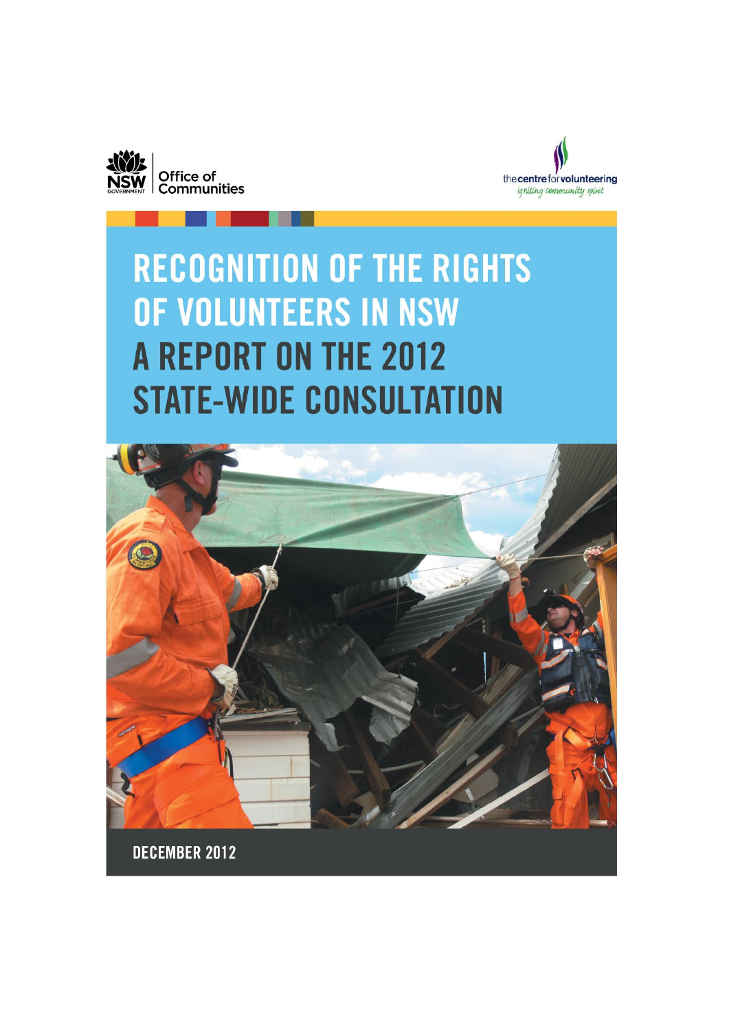NSW GOVERNMENT | Office of Communities

the centre for volunteering
*igniting community spirit*

# RECOGNITION OF THE RIGHTS OF VOLUNTEERS IN NSW

# A REPORT ON THE 2012 STATE-WIDE CONSULTATION

DECEMBER 2012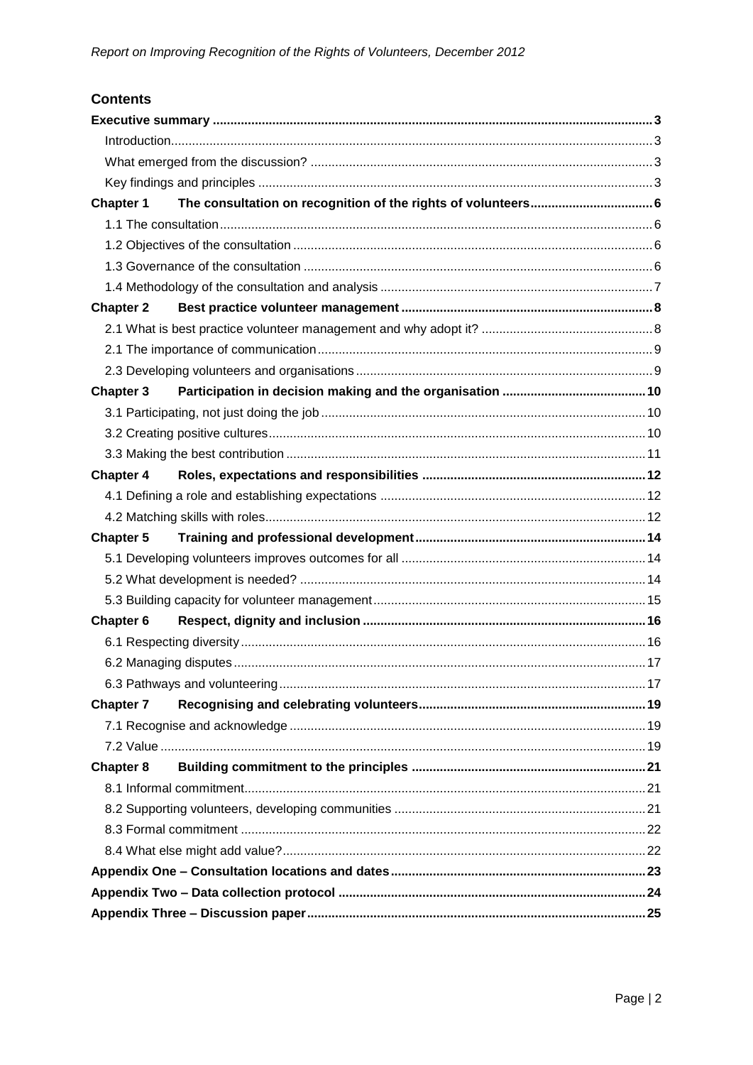## Contents

| | |
|---|---|
| **Executive summary** | **3** |
| Introduction | 3 |
| What emerged from the discussion? | 3 |
| Key findings and principles | 3 |
| **Chapter 1 The consultation on recognition of the rights of volunteers** | **6** |
| 1.1 The consultation | 6 |
| 1.2 Objectives of the consultation | 6 |
| 1.3 Governance of the consultation | 6 |
| 1.4 Methodology of the consultation and analysis | 7 |
| **Chapter 2 Best practice volunteer management** | **8** |
| 2.1 What is best practice volunteer management and why adopt it? | 8 |
| 2.1 The importance of communication | 9 |
| 2.3 Developing volunteers and organisations | 9 |
| **Chapter 3 Participation in decision making and the organisation** | **10** |
| 3.1 Participating, not just doing the job | 10 |
| 3.2 Creating positive cultures | 10 |
| 3.3 Making the best contribution | 11 |
| **Chapter 4 Roles, expectations and responsibilities** | **12** |
| 4.1 Defining a role and establishing expectations | 12 |
| 4.2 Matching skills with roles | 12 |
| **Chapter 5 Training and professional development** | **14** |
| 5.1 Developing volunteers improves outcomes for all | 14 |
| 5.2 What development is needed? | 14 |
| 5.3 Building capacity for volunteer management | 15 |
| **Chapter 6 Respect, dignity and inclusion** | **16** |
| 6.1 Respecting diversity | 16 |
| 6.2 Managing disputes | 17 |
| 6.3 Pathways and volunteering | 17 |
| **Chapter 7 Recognising and celebrating volunteers** | **19** |
| 7.1 Recognise and acknowledge | 19 |
| 7.2 Value | 19 |
| **Chapter 8 Building commitment to the principles** | **21** |
| 8.1 Informal commitment | 21 |
| 8.2 Supporting volunteers, developing communities | 21 |
| 8.3 Formal commitment | 22 |
| 8.4 What else might add value? | 22 |
| **Appendix One – Consultation locations and dates** | **23** |
| **Appendix Two – Data collection protocol** | **24** |
| **Appendix Three – Discussion paper** | **25** |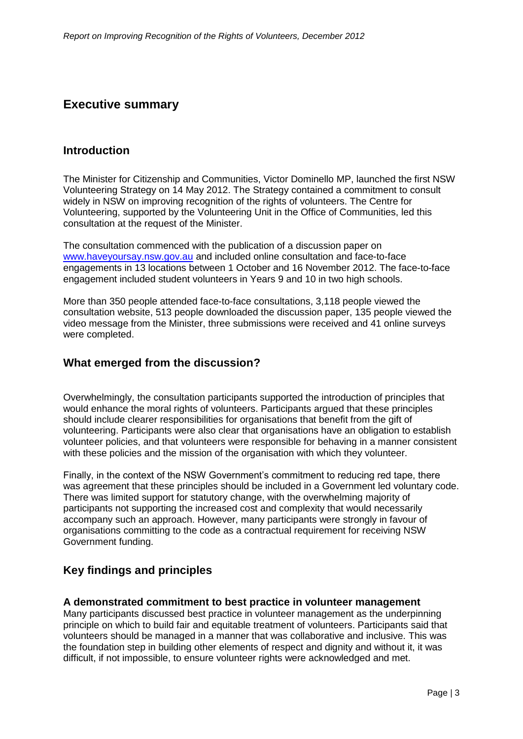# Executive summary

## Introduction

The Minister for Citizenship and Communities, Victor Dominello MP, launched the first NSW Volunteering Strategy on 14 May 2012. The Strategy contained a commitment to consult widely in NSW on improving recognition of the rights of volunteers. The Centre for Volunteering, supported by the Volunteering Unit in the Office of Communities, led this consultation at the request of the Minister.

The consultation commenced with the publication of a discussion paper on www.haveyoursay.nsw.gov.au and included online consultation and face-to-face engagements in 13 locations between 1 October and 16 November 2012. The face-to-face engagement included student volunteers in Years 9 and 10 in two high schools.

More than 350 people attended face-to-face consultations, 3,118 people viewed the consultation website, 513 people downloaded the discussion paper, 135 people viewed the video message from the Minister, three submissions were received and 41 online surveys were completed.

## What emerged from the discussion?

Overwhelmingly, the consultation participants supported the introduction of principles that would enhance the moral rights of volunteers. Participants argued that these principles should include clearer responsibilities for organisations that benefit from the gift of volunteering. Participants were also clear that organisations have an obligation to establish volunteer policies, and that volunteers were responsible for behaving in a manner consistent with these policies and the mission of the organisation with which they volunteer.

Finally, in the context of the NSW Government's commitment to reducing red tape, there was agreement that these principles should be included in a Government led voluntary code. There was limited support for statutory change, with the overwhelming majority of participants not supporting the increased cost and complexity that would necessarily accompany such an approach. However, many participants were strongly in favour of organisations committing to the code as a contractual requirement for receiving NSW Government funding.

## Key findings and principles

### A demonstrated commitment to best practice in volunteer management

Many participants discussed best practice in volunteer management as the underpinning principle on which to build fair and equitable treatment of volunteers. Participants said that volunteers should be managed in a manner that was collaborative and inclusive. This was the foundation step in building other elements of respect and dignity and without it, it was difficult, if not impossible, to ensure volunteer rights were acknowledged and met.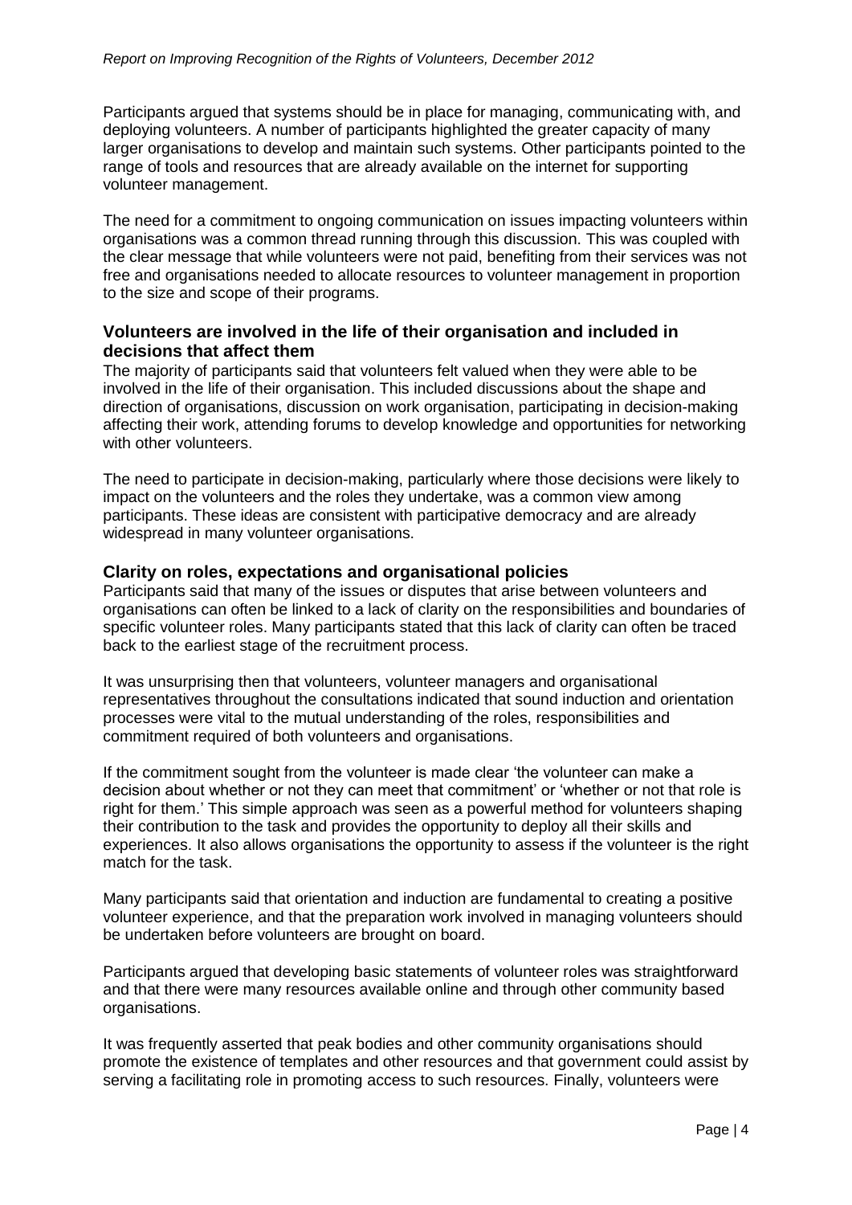Participants argued that systems should be in place for managing, communicating with, and deploying volunteers. A number of participants highlighted the greater capacity of many larger organisations to develop and maintain such systems. Other participants pointed to the range of tools and resources that are already available on the internet for supporting volunteer management.

The need for a commitment to ongoing communication on issues impacting volunteers within organisations was a common thread running through this discussion. This was coupled with the clear message that while volunteers were not paid, benefiting from their services was not free and organisations needed to allocate resources to volunteer management in proportion to the size and scope of their programs.

### Volunteers are involved in the life of their organisation and included in decisions that affect them

The majority of participants said that volunteers felt valued when they were able to be involved in the life of their organisation. This included discussions about the shape and direction of organisations, discussion on work organisation, participating in decision-making affecting their work, attending forums to develop knowledge and opportunities for networking with other volunteers.

The need to participate in decision-making, particularly where those decisions were likely to impact on the volunteers and the roles they undertake, was a common view among participants. These ideas are consistent with participative democracy and are already widespread in many volunteer organisations.

### Clarity on roles, expectations and organisational policies

Participants said that many of the issues or disputes that arise between volunteers and organisations can often be linked to a lack of clarity on the responsibilities and boundaries of specific volunteer roles. Many participants stated that this lack of clarity can often be traced back to the earliest stage of the recruitment process.

It was unsurprising then that volunteers, volunteer managers and organisational representatives throughout the consultations indicated that sound induction and orientation processes were vital to the mutual understanding of the roles, responsibilities and commitment required of both volunteers and organisations.

If the commitment sought from the volunteer is made clear 'the volunteer can make a decision about whether or not they can meet that commitment' or 'whether or not that role is right for them.' This simple approach was seen as a powerful method for volunteers shaping their contribution to the task and provides the opportunity to deploy all their skills and experiences. It also allows organisations the opportunity to assess if the volunteer is the right match for the task.

Many participants said that orientation and induction are fundamental to creating a positive volunteer experience, and that the preparation work involved in managing volunteers should be undertaken before volunteers are brought on board.

Participants argued that developing basic statements of volunteer roles was straightforward and that there were many resources available online and through other community based organisations.

It was frequently asserted that peak bodies and other community organisations should promote the existence of templates and other resources and that government could assist by serving a facilitating role in promoting access to such resources. Finally, volunteers were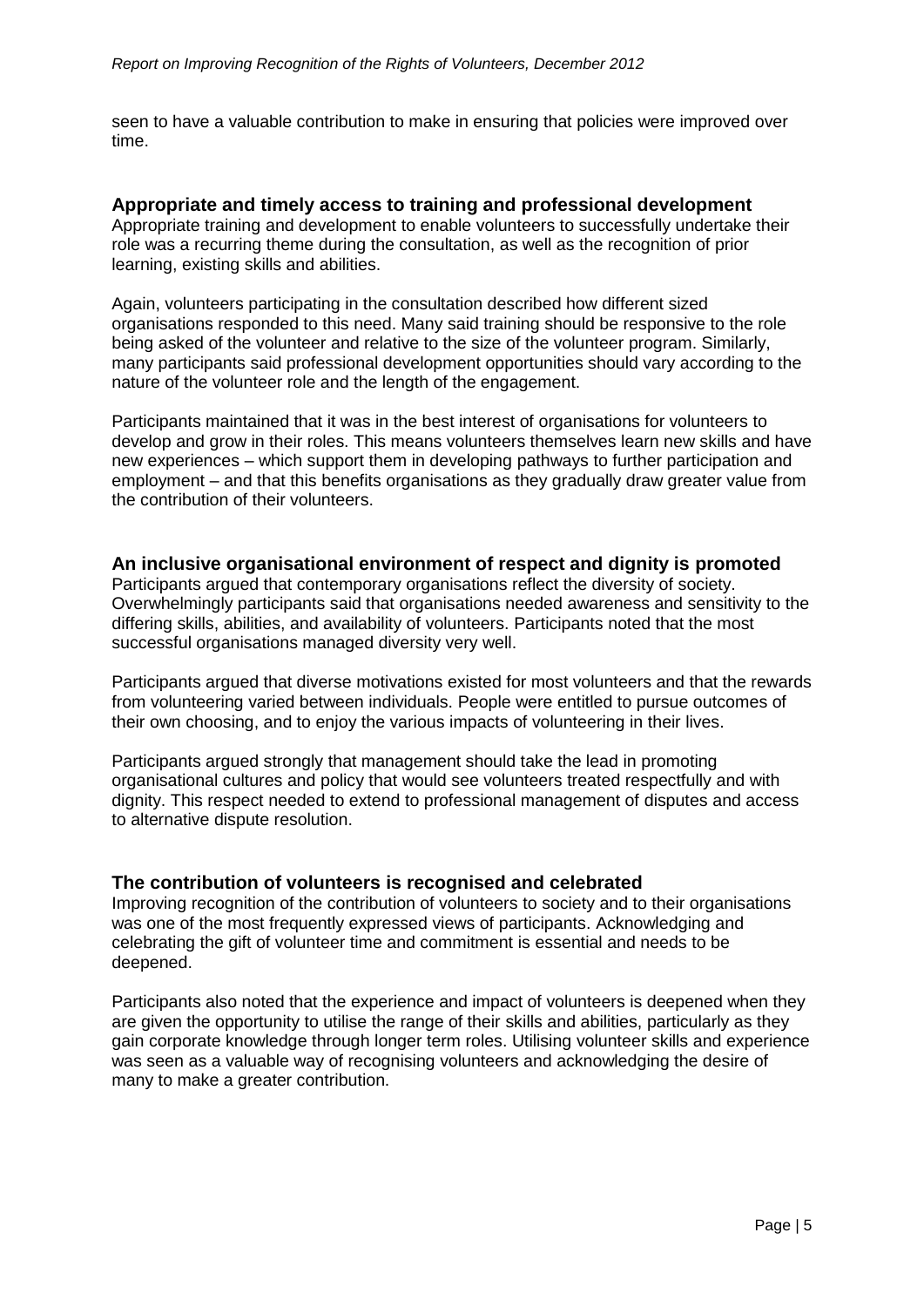seen to have a valuable contribution to make in ensuring that policies were improved over time.

### Appropriate and timely access to training and professional development

Appropriate training and development to enable volunteers to successfully undertake their role was a recurring theme during the consultation, as well as the recognition of prior learning, existing skills and abilities.

Again, volunteers participating in the consultation described how different sized organisations responded to this need. Many said training should be responsive to the role being asked of the volunteer and relative to the size of the volunteer program. Similarly, many participants said professional development opportunities should vary according to the nature of the volunteer role and the length of the engagement.

Participants maintained that it was in the best interest of organisations for volunteers to develop and grow in their roles. This means volunteers themselves learn new skills and have new experiences – which support them in developing pathways to further participation and employment – and that this benefits organisations as they gradually draw greater value from the contribution of their volunteers.

### An inclusive organisational environment of respect and dignity is promoted

Participants argued that contemporary organisations reflect the diversity of society. Overwhelmingly participants said that organisations needed awareness and sensitivity to the differing skills, abilities, and availability of volunteers. Participants noted that the most successful organisations managed diversity very well.

Participants argued that diverse motivations existed for most volunteers and that the rewards from volunteering varied between individuals. People were entitled to pursue outcomes of their own choosing, and to enjoy the various impacts of volunteering in their lives.

Participants argued strongly that management should take the lead in promoting organisational cultures and policy that would see volunteers treated respectfully and with dignity. This respect needed to extend to professional management of disputes and access to alternative dispute resolution.

### The contribution of volunteers is recognised and celebrated

Improving recognition of the contribution of volunteers to society and to their organisations was one of the most frequently expressed views of participants. Acknowledging and celebrating the gift of volunteer time and commitment is essential and needs to be deepened.

Participants also noted that the experience and impact of volunteers is deepened when they are given the opportunity to utilise the range of their skills and abilities, particularly as they gain corporate knowledge through longer term roles. Utilising volunteer skills and experience was seen as a valuable way of recognising volunteers and acknowledging the desire of many to make a greater contribution.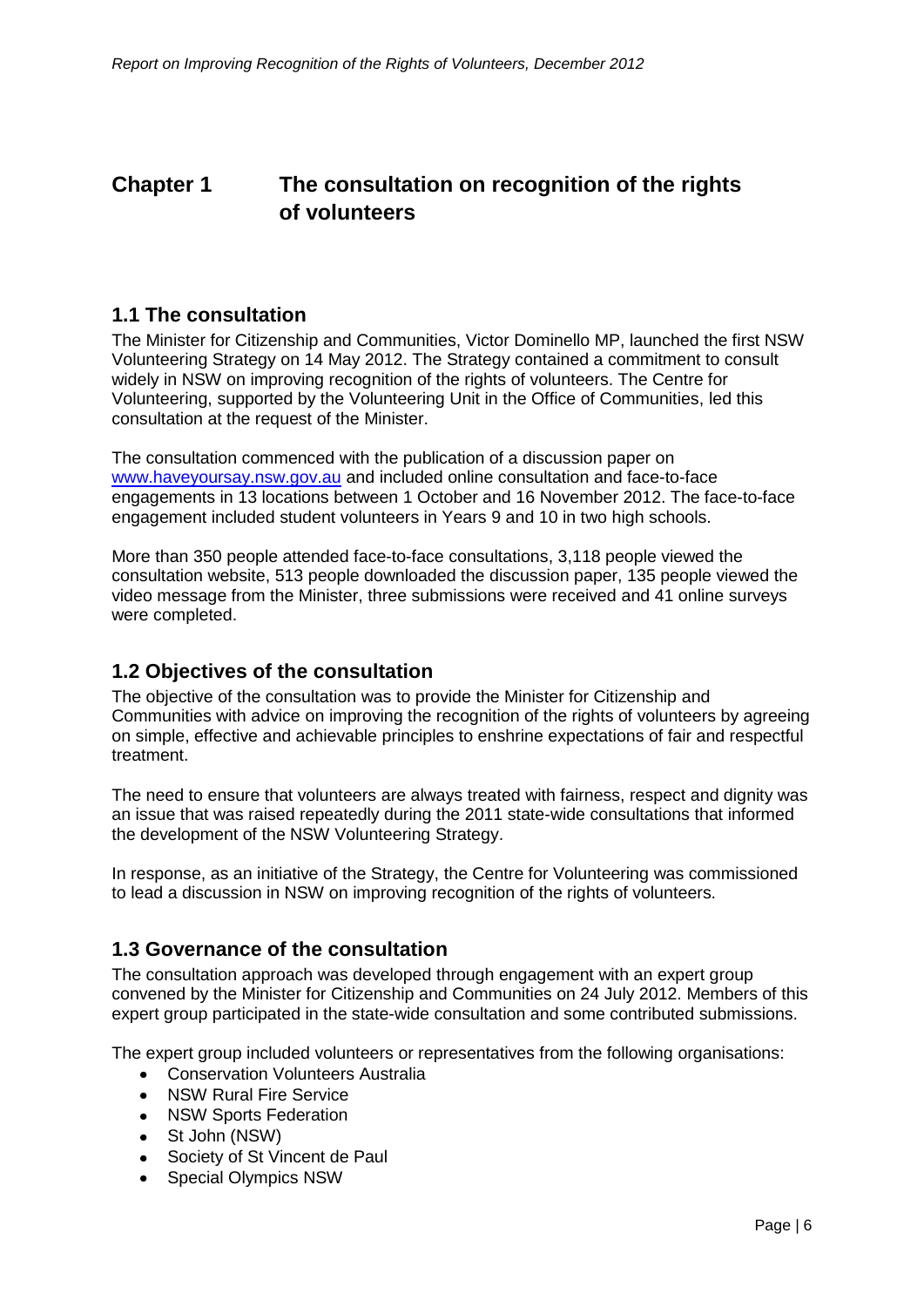# Chapter 1 The consultation on recognition of the rights of volunteers

## 1.1 The consultation

The Minister for Citizenship and Communities, Victor Dominello MP, launched the first NSW Volunteering Strategy on 14 May 2012. The Strategy contained a commitment to consult widely in NSW on improving recognition of the rights of volunteers. The Centre for Volunteering, supported by the Volunteering Unit in the Office of Communities, led this consultation at the request of the Minister.

The consultation commenced with the publication of a discussion paper on [www.haveyoursay.nsw.gov.au](http://www.haveyoursay.nsw.gov.au) and included online consultation and face-to-face engagements in 13 locations between 1 October and 16 November 2012. The face-to-face engagement included student volunteers in Years 9 and 10 in two high schools.

More than 350 people attended face-to-face consultations, 3,118 people viewed the consultation website, 513 people downloaded the discussion paper, 135 people viewed the video message from the Minister, three submissions were received and 41 online surveys were completed.

## 1.2 Objectives of the consultation

The objective of the consultation was to provide the Minister for Citizenship and Communities with advice on improving the recognition of the rights of volunteers by agreeing on simple, effective and achievable principles to enshrine expectations of fair and respectful treatment.

The need to ensure that volunteers are always treated with fairness, respect and dignity was an issue that was raised repeatedly during the 2011 state-wide consultations that informed the development of the NSW Volunteering Strategy.

In response, as an initiative of the Strategy, the Centre for Volunteering was commissioned to lead a discussion in NSW on improving recognition of the rights of volunteers.

## 1.3 Governance of the consultation

The consultation approach was developed through engagement with an expert group convened by the Minister for Citizenship and Communities on 24 July 2012. Members of this expert group participated in the state-wide consultation and some contributed submissions.

The expert group included volunteers or representatives from the following organisations:

- Conservation Volunteers Australia
- NSW Rural Fire Service
- NSW Sports Federation
- St John (NSW)
- Society of St Vincent de Paul
- Special Olympics NSW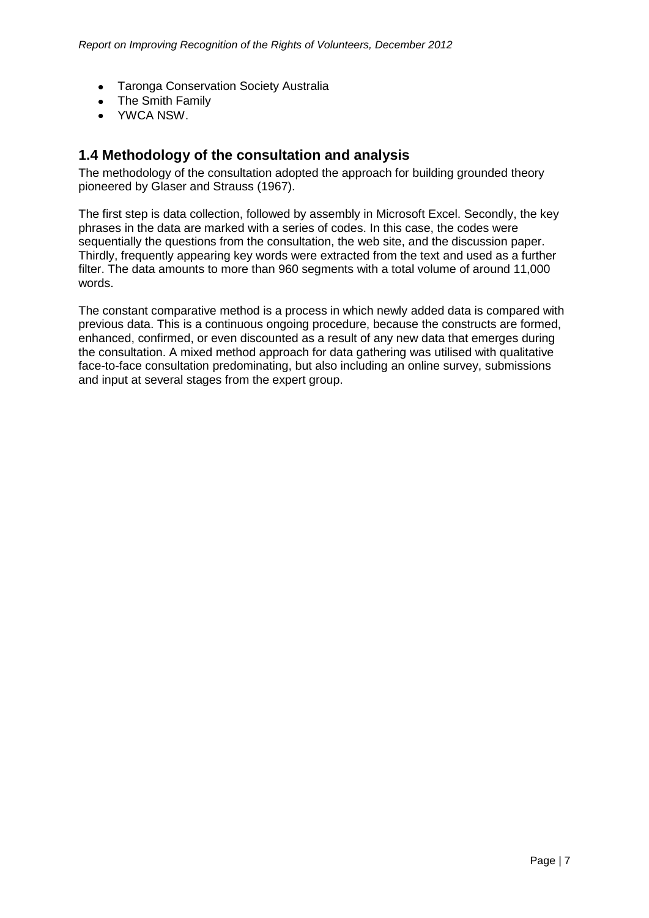- Taronga Conservation Society Australia
- The Smith Family
- YWCA NSW.

## 1.4 Methodology of the consultation and analysis

The methodology of the consultation adopted the approach for building grounded theory pioneered by Glaser and Strauss (1967).

The first step is data collection, followed by assembly in Microsoft Excel. Secondly, the key phrases in the data are marked with a series of codes. In this case, the codes were sequentially the questions from the consultation, the web site, and the discussion paper. Thirdly, frequently appearing key words were extracted from the text and used as a further filter. The data amounts to more than 960 segments with a total volume of around 11,000 words.

The constant comparative method is a process in which newly added data is compared with previous data. This is a continuous ongoing procedure, because the constructs are formed, enhanced, confirmed, or even discounted as a result of any new data that emerges during the consultation. A mixed method approach for data gathering was utilised with qualitative face-to-face consultation predominating, but also including an online survey, submissions and input at several stages from the expert group.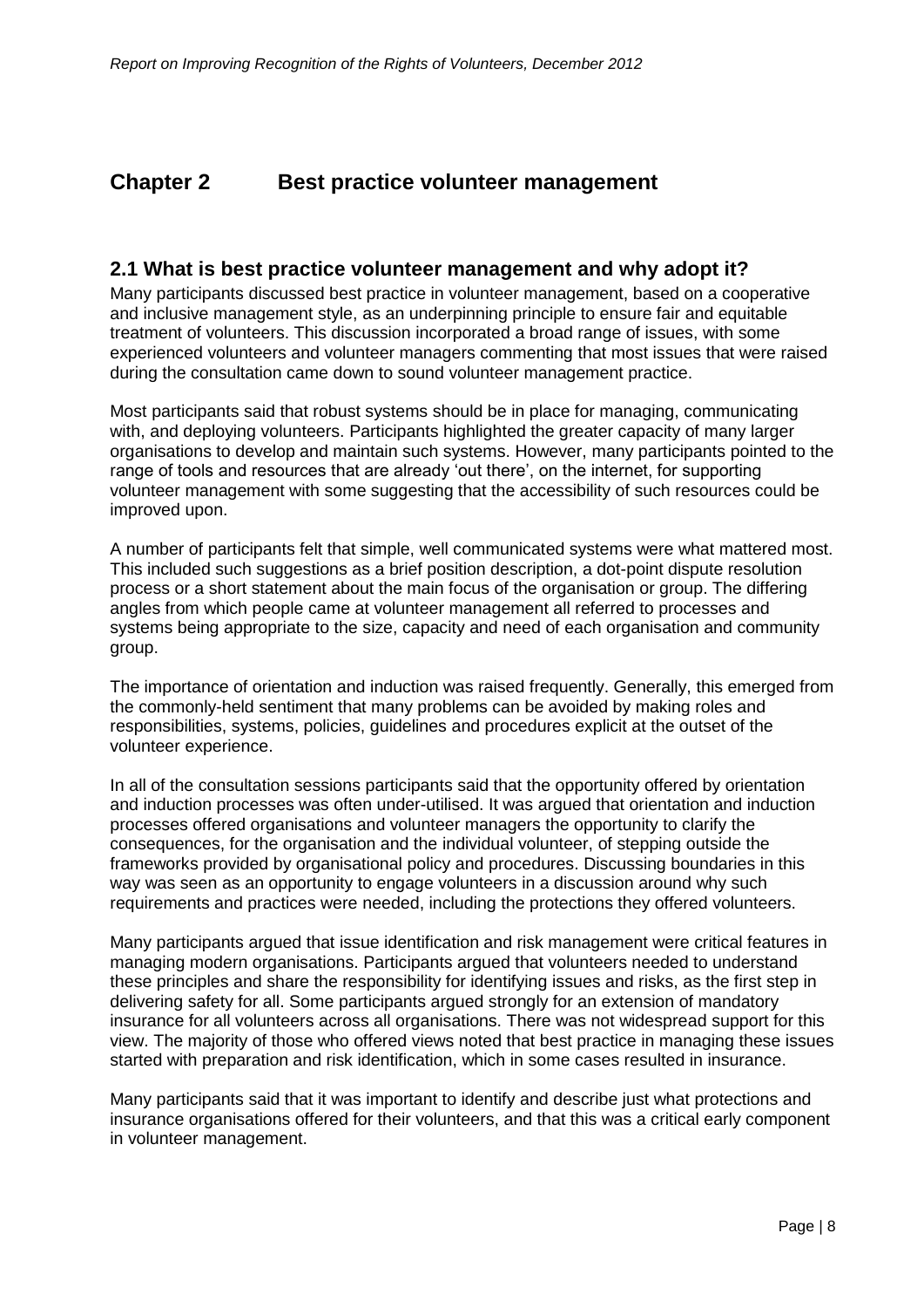# Chapter 2 Best practice volunteer management

## 2.1 What is best practice volunteer management and why adopt it?

Many participants discussed best practice in volunteer management, based on a cooperative and inclusive management style, as an underpinning principle to ensure fair and equitable treatment of volunteers. This discussion incorporated a broad range of issues, with some experienced volunteers and volunteer managers commenting that most issues that were raised during the consultation came down to sound volunteer management practice.

Most participants said that robust systems should be in place for managing, communicating with, and deploying volunteers. Participants highlighted the greater capacity of many larger organisations to develop and maintain such systems. However, many participants pointed to the range of tools and resources that are already 'out there', on the internet, for supporting volunteer management with some suggesting that the accessibility of such resources could be improved upon.

A number of participants felt that simple, well communicated systems were what mattered most. This included such suggestions as a brief position description, a dot-point dispute resolution process or a short statement about the main focus of the organisation or group. The differing angles from which people came at volunteer management all referred to processes and systems being appropriate to the size, capacity and need of each organisation and community group.

The importance of orientation and induction was raised frequently. Generally, this emerged from the commonly-held sentiment that many problems can be avoided by making roles and responsibilities, systems, policies, guidelines and procedures explicit at the outset of the volunteer experience.

In all of the consultation sessions participants said that the opportunity offered by orientation and induction processes was often under-utilised. It was argued that orientation and induction processes offered organisations and volunteer managers the opportunity to clarify the consequences, for the organisation and the individual volunteer, of stepping outside the frameworks provided by organisational policy and procedures. Discussing boundaries in this way was seen as an opportunity to engage volunteers in a discussion around why such requirements and practices were needed, including the protections they offered volunteers.

Many participants argued that issue identification and risk management were critical features in managing modern organisations. Participants argued that volunteers needed to understand these principles and share the responsibility for identifying issues and risks, as the first step in delivering safety for all. Some participants argued strongly for an extension of mandatory insurance for all volunteers across all organisations. There was not widespread support for this view. The majority of those who offered views noted that best practice in managing these issues started with preparation and risk identification, which in some cases resulted in insurance.

Many participants said that it was important to identify and describe just what protections and insurance organisations offered for their volunteers, and that this was a critical early component in volunteer management.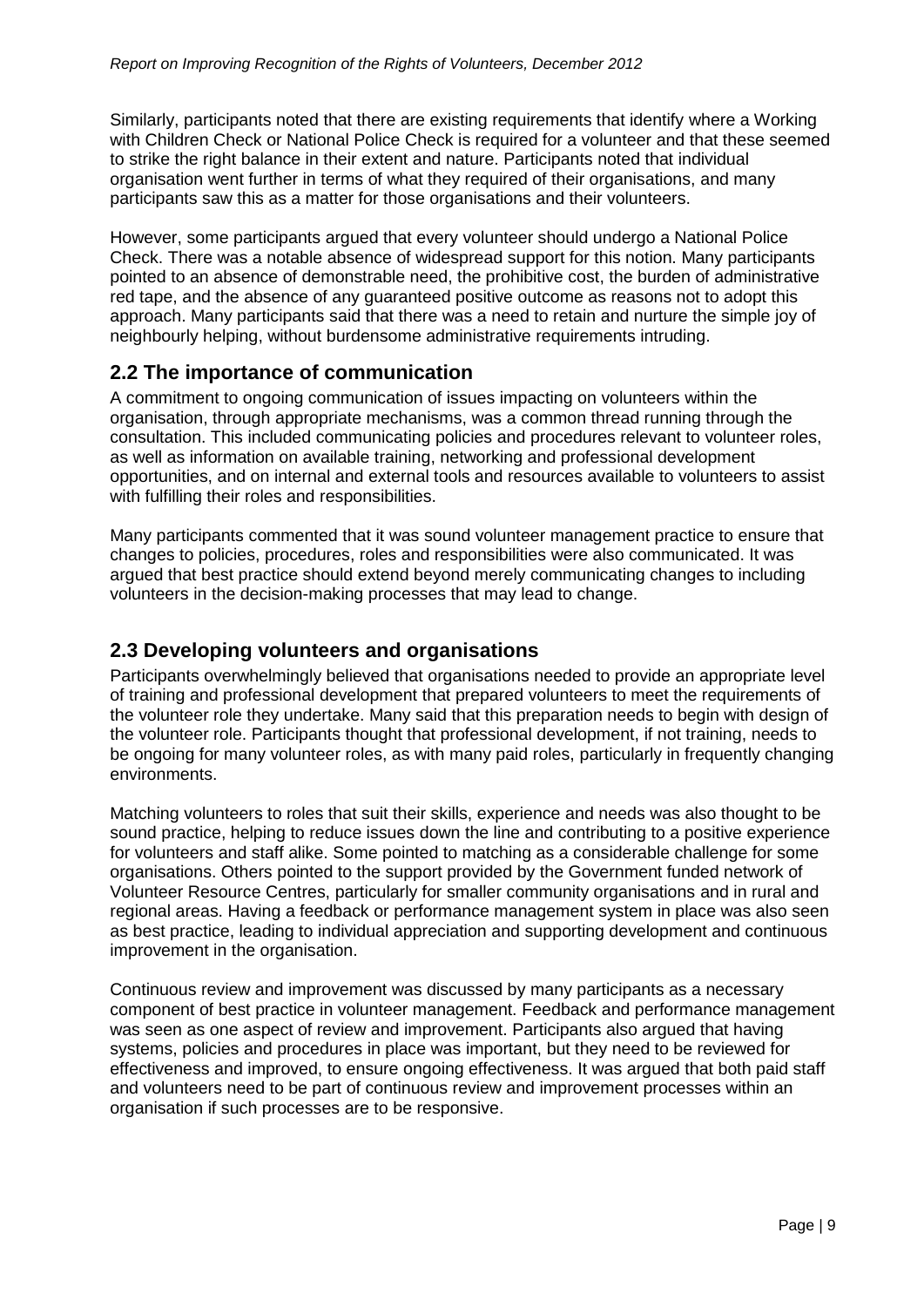Similarly, participants noted that there are existing requirements that identify where a Working with Children Check or National Police Check is required for a volunteer and that these seemed to strike the right balance in their extent and nature. Participants noted that individual organisation went further in terms of what they required of their organisations, and many participants saw this as a matter for those organisations and their volunteers.

However, some participants argued that every volunteer should undergo a National Police Check. There was a notable absence of widespread support for this notion. Many participants pointed to an absence of demonstrable need, the prohibitive cost, the burden of administrative red tape, and the absence of any guaranteed positive outcome as reasons not to adopt this approach. Many participants said that there was a need to retain and nurture the simple joy of neighbourly helping, without burdensome administrative requirements intruding.

## 2.2 The importance of communication

A commitment to ongoing communication of issues impacting on volunteers within the organisation, through appropriate mechanisms, was a common thread running through the consultation. This included communicating policies and procedures relevant to volunteer roles, as well as information on available training, networking and professional development opportunities, and on internal and external tools and resources available to volunteers to assist with fulfilling their roles and responsibilities.

Many participants commented that it was sound volunteer management practice to ensure that changes to policies, procedures, roles and responsibilities were also communicated. It was argued that best practice should extend beyond merely communicating changes to including volunteers in the decision-making processes that may lead to change.

## 2.3 Developing volunteers and organisations

Participants overwhelmingly believed that organisations needed to provide an appropriate level of training and professional development that prepared volunteers to meet the requirements of the volunteer role they undertake. Many said that this preparation needs to begin with design of the volunteer role. Participants thought that professional development, if not training, needs to be ongoing for many volunteer roles, as with many paid roles, particularly in frequently changing environments.

Matching volunteers to roles that suit their skills, experience and needs was also thought to be sound practice, helping to reduce issues down the line and contributing to a positive experience for volunteers and staff alike. Some pointed to matching as a considerable challenge for some organisations. Others pointed to the support provided by the Government funded network of Volunteer Resource Centres, particularly for smaller community organisations and in rural and regional areas. Having a feedback or performance management system in place was also seen as best practice, leading to individual appreciation and supporting development and continuous improvement in the organisation.

Continuous review and improvement was discussed by many participants as a necessary component of best practice in volunteer management. Feedback and performance management was seen as one aspect of review and improvement. Participants also argued that having systems, policies and procedures in place was important, but they need to be reviewed for effectiveness and improved, to ensure ongoing effectiveness. It was argued that both paid staff and volunteers need to be part of continuous review and improvement processes within an organisation if such processes are to be responsive.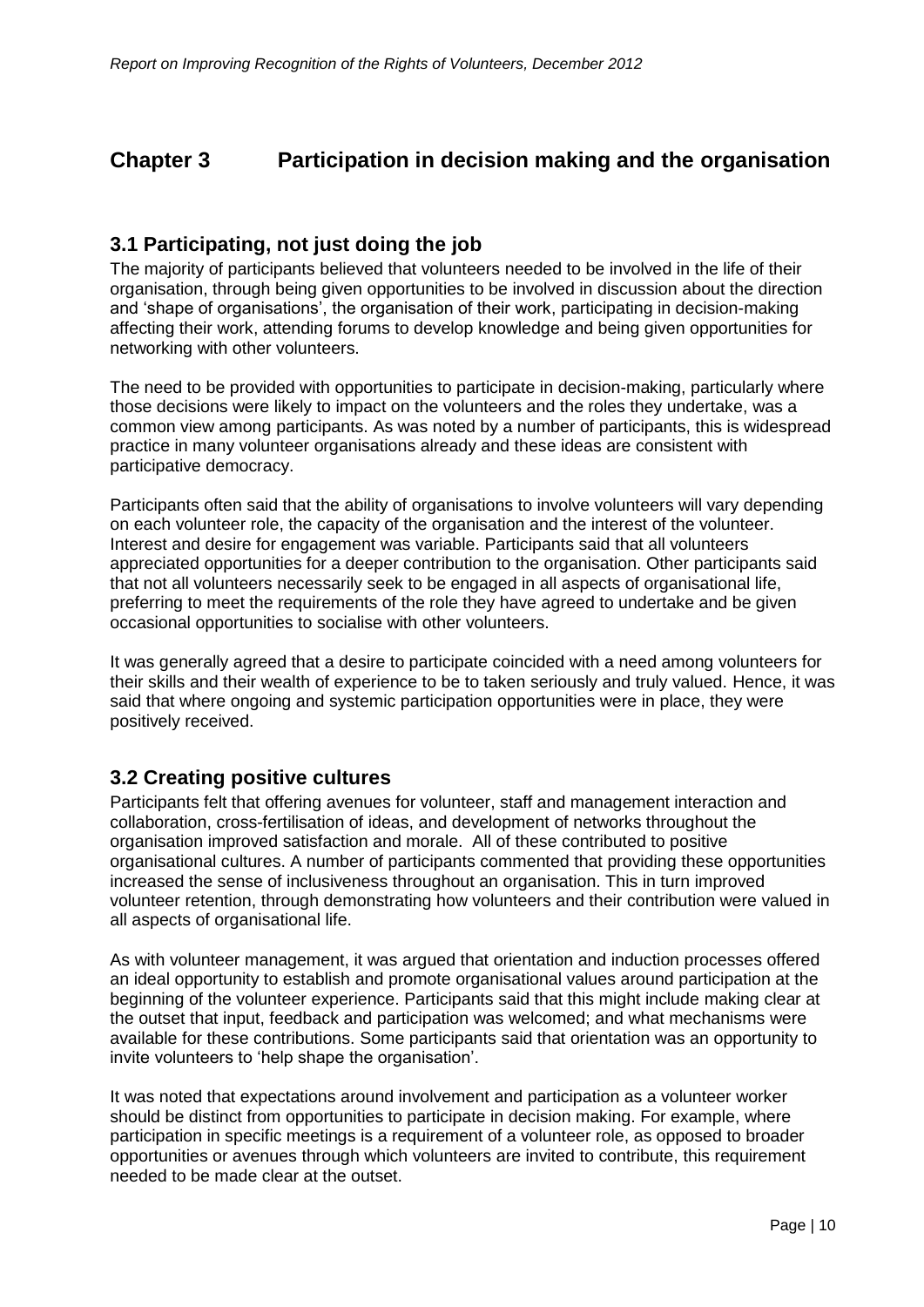# Chapter 3 Participation in decision making and the organisation

## 3.1 Participating, not just doing the job

The majority of participants believed that volunteers needed to be involved in the life of their organisation, through being given opportunities to be involved in discussion about the direction and 'shape of organisations', the organisation of their work, participating in decision-making affecting their work, attending forums to develop knowledge and being given opportunities for networking with other volunteers.

The need to be provided with opportunities to participate in decision-making, particularly where those decisions were likely to impact on the volunteers and the roles they undertake, was a common view among participants. As was noted by a number of participants, this is widespread practice in many volunteer organisations already and these ideas are consistent with participative democracy.

Participants often said that the ability of organisations to involve volunteers will vary depending on each volunteer role, the capacity of the organisation and the interest of the volunteer. Interest and desire for engagement was variable. Participants said that all volunteers appreciated opportunities for a deeper contribution to the organisation. Other participants said that not all volunteers necessarily seek to be engaged in all aspects of organisational life, preferring to meet the requirements of the role they have agreed to undertake and be given occasional opportunities to socialise with other volunteers.

It was generally agreed that a desire to participate coincided with a need among volunteers for their skills and their wealth of experience to be to taken seriously and truly valued. Hence, it was said that where ongoing and systemic participation opportunities were in place, they were positively received.

## 3.2 Creating positive cultures

Participants felt that offering avenues for volunteer, staff and management interaction and collaboration, cross-fertilisation of ideas, and development of networks throughout the organisation improved satisfaction and morale. All of these contributed to positive organisational cultures. A number of participants commented that providing these opportunities increased the sense of inclusiveness throughout an organisation. This in turn improved volunteer retention, through demonstrating how volunteers and their contribution were valued in all aspects of organisational life.

As with volunteer management, it was argued that orientation and induction processes offered an ideal opportunity to establish and promote organisational values around participation at the beginning of the volunteer experience. Participants said that this might include making clear at the outset that input, feedback and participation was welcomed; and what mechanisms were available for these contributions. Some participants said that orientation was an opportunity to invite volunteers to 'help shape the organisation'.

It was noted that expectations around involvement and participation as a volunteer worker should be distinct from opportunities to participate in decision making. For example, where participation in specific meetings is a requirement of a volunteer role, as opposed to broader opportunities or avenues through which volunteers are invited to contribute, this requirement needed to be made clear at the outset.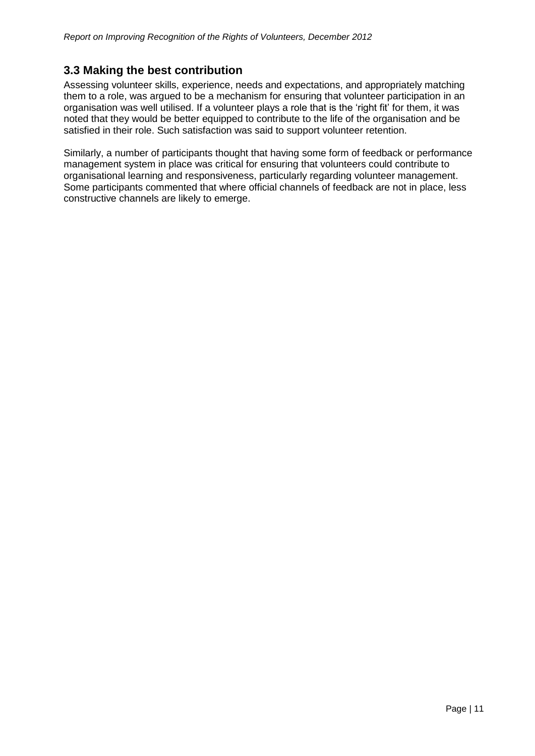## 3.3 Making the best contribution

Assessing volunteer skills, experience, needs and expectations, and appropriately matching them to a role, was argued to be a mechanism for ensuring that volunteer participation in an organisation was well utilised. If a volunteer plays a role that is the 'right fit' for them, it was noted that they would be better equipped to contribute to the life of the organisation and be satisfied in their role. Such satisfaction was said to support volunteer retention.

Similarly, a number of participants thought that having some form of feedback or performance management system in place was critical for ensuring that volunteers could contribute to organisational learning and responsiveness, particularly regarding volunteer management. Some participants commented that where official channels of feedback are not in place, less constructive channels are likely to emerge.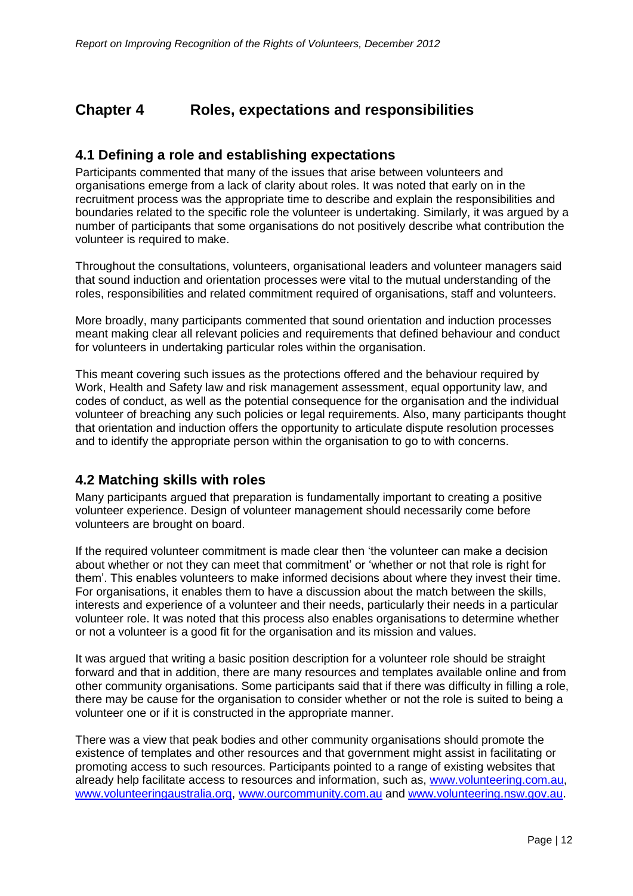# Chapter 4 Roles, expectations and responsibilities

## 4.1 Defining a role and establishing expectations

Participants commented that many of the issues that arise between volunteers and organisations emerge from a lack of clarity about roles. It was noted that early on in the recruitment process was the appropriate time to describe and explain the responsibilities and boundaries related to the specific role the volunteer is undertaking. Similarly, it was argued by a number of participants that some organisations do not positively describe what contribution the volunteer is required to make.

Throughout the consultations, volunteers, organisational leaders and volunteer managers said that sound induction and orientation processes were vital to the mutual understanding of the roles, responsibilities and related commitment required of organisations, staff and volunteers.

More broadly, many participants commented that sound orientation and induction processes meant making clear all relevant policies and requirements that defined behaviour and conduct for volunteers in undertaking particular roles within the organisation.

This meant covering such issues as the protections offered and the behaviour required by Work, Health and Safety law and risk management assessment, equal opportunity law, and codes of conduct, as well as the potential consequence for the organisation and the individual volunteer of breaching any such policies or legal requirements. Also, many participants thought that orientation and induction offers the opportunity to articulate dispute resolution processes and to identify the appropriate person within the organisation to go to with concerns.

## 4.2 Matching skills with roles

Many participants argued that preparation is fundamentally important to creating a positive volunteer experience. Design of volunteer management should necessarily come before volunteers are brought on board.

If the required volunteer commitment is made clear then 'the volunteer can make a decision about whether or not they can meet that commitment' or 'whether or not that role is right for them'. This enables volunteers to make informed decisions about where they invest their time. For organisations, it enables them to have a discussion about the match between the skills, interests and experience of a volunteer and their needs, particularly their needs in a particular volunteer role. It was noted that this process also enables organisations to determine whether or not a volunteer is a good fit for the organisation and its mission and values.

It was argued that writing a basic position description for a volunteer role should be straight forward and that in addition, there are many resources and templates available online and from other community organisations. Some participants said that if there was difficulty in filling a role, there may be cause for the organisation to consider whether or not the role is suited to being a volunteer one or if it is constructed in the appropriate manner.

There was a view that peak bodies and other community organisations should promote the existence of templates and other resources and that government might assist in facilitating or promoting access to such resources. Participants pointed to a range of existing websites that already help facilitate access to resources and information, such as, www.volunteering.com.au, www.volunteeringaustralia.org, www.ourcommunity.com.au and www.volunteering.nsw.gov.au.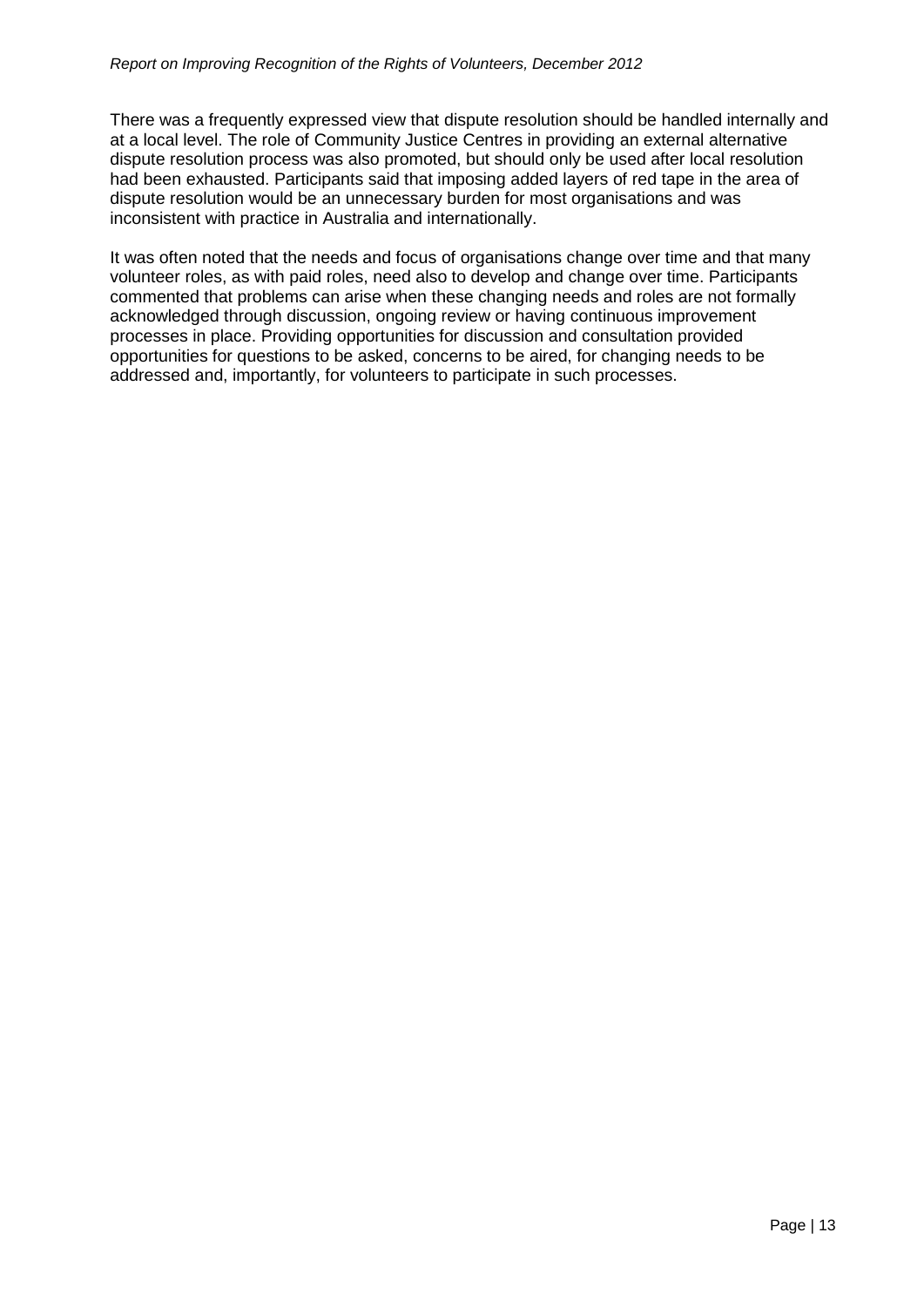There was a frequently expressed view that dispute resolution should be handled internally and at a local level. The role of Community Justice Centres in providing an external alternative dispute resolution process was also promoted, but should only be used after local resolution had been exhausted. Participants said that imposing added layers of red tape in the area of dispute resolution would be an unnecessary burden for most organisations and was inconsistent with practice in Australia and internationally.

It was often noted that the needs and focus of organisations change over time and that many volunteer roles, as with paid roles, need also to develop and change over time. Participants commented that problems can arise when these changing needs and roles are not formally acknowledged through discussion, ongoing review or having continuous improvement processes in place. Providing opportunities for discussion and consultation provided opportunities for questions to be asked, concerns to be aired, for changing needs to be addressed and, importantly, for volunteers to participate in such processes.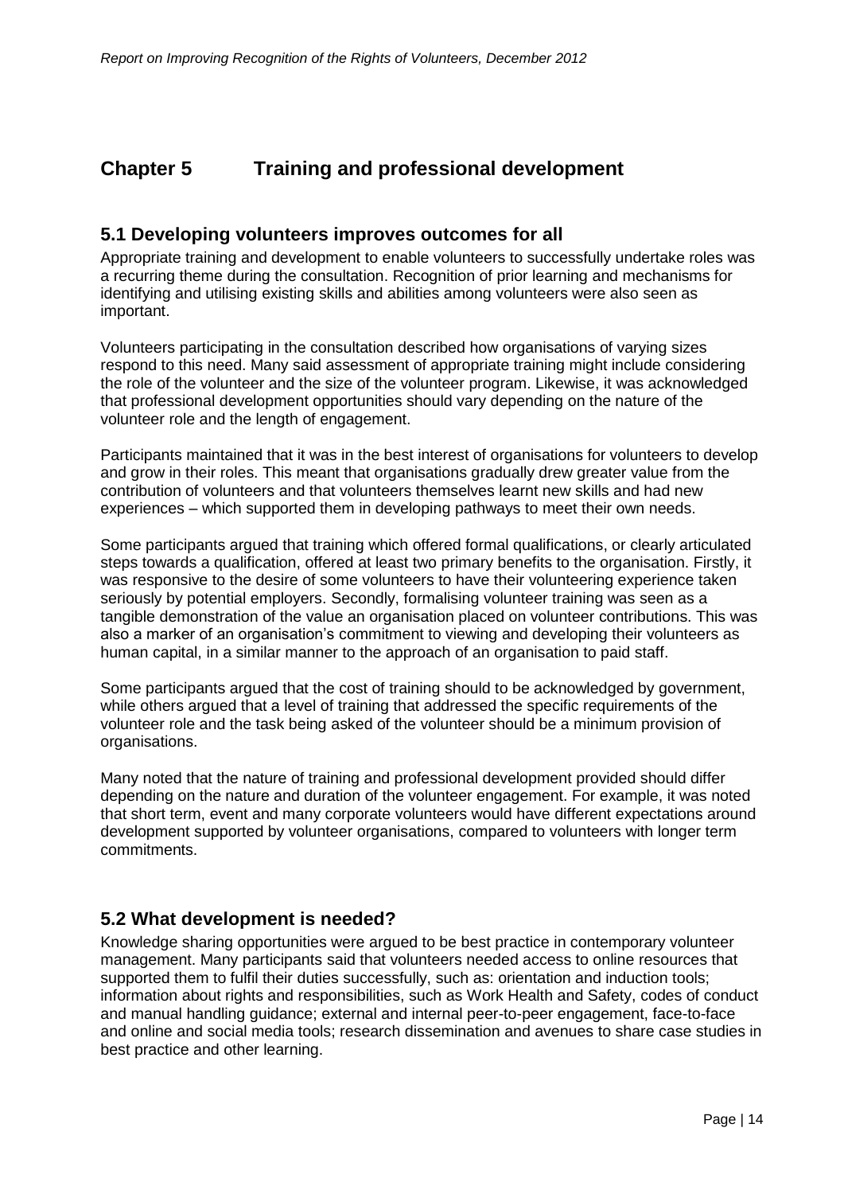# Chapter 5 Training and professional development

## 5.1 Developing volunteers improves outcomes for all

Appropriate training and development to enable volunteers to successfully undertake roles was a recurring theme during the consultation. Recognition of prior learning and mechanisms for identifying and utilising existing skills and abilities among volunteers were also seen as important.

Volunteers participating in the consultation described how organisations of varying sizes respond to this need. Many said assessment of appropriate training might include considering the role of the volunteer and the size of the volunteer program. Likewise, it was acknowledged that professional development opportunities should vary depending on the nature of the volunteer role and the length of engagement.

Participants maintained that it was in the best interest of organisations for volunteers to develop and grow in their roles. This meant that organisations gradually drew greater value from the contribution of volunteers and that volunteers themselves learnt new skills and had new experiences – which supported them in developing pathways to meet their own needs.

Some participants argued that training which offered formal qualifications, or clearly articulated steps towards a qualification, offered at least two primary benefits to the organisation. Firstly, it was responsive to the desire of some volunteers to have their volunteering experience taken seriously by potential employers. Secondly, formalising volunteer training was seen as a tangible demonstration of the value an organisation placed on volunteer contributions. This was also a marker of an organisation's commitment to viewing and developing their volunteers as human capital, in a similar manner to the approach of an organisation to paid staff.

Some participants argued that the cost of training should to be acknowledged by government, while others argued that a level of training that addressed the specific requirements of the volunteer role and the task being asked of the volunteer should be a minimum provision of organisations.

Many noted that the nature of training and professional development provided should differ depending on the nature and duration of the volunteer engagement. For example, it was noted that short term, event and many corporate volunteers would have different expectations around development supported by volunteer organisations, compared to volunteers with longer term commitments.

## 5.2 What development is needed?

Knowledge sharing opportunities were argued to be best practice in contemporary volunteer management. Many participants said that volunteers needed access to online resources that supported them to fulfil their duties successfully, such as: orientation and induction tools; information about rights and responsibilities, such as Work Health and Safety, codes of conduct and manual handling guidance; external and internal peer-to-peer engagement, face-to-face and online and social media tools; research dissemination and avenues to share case studies in best practice and other learning.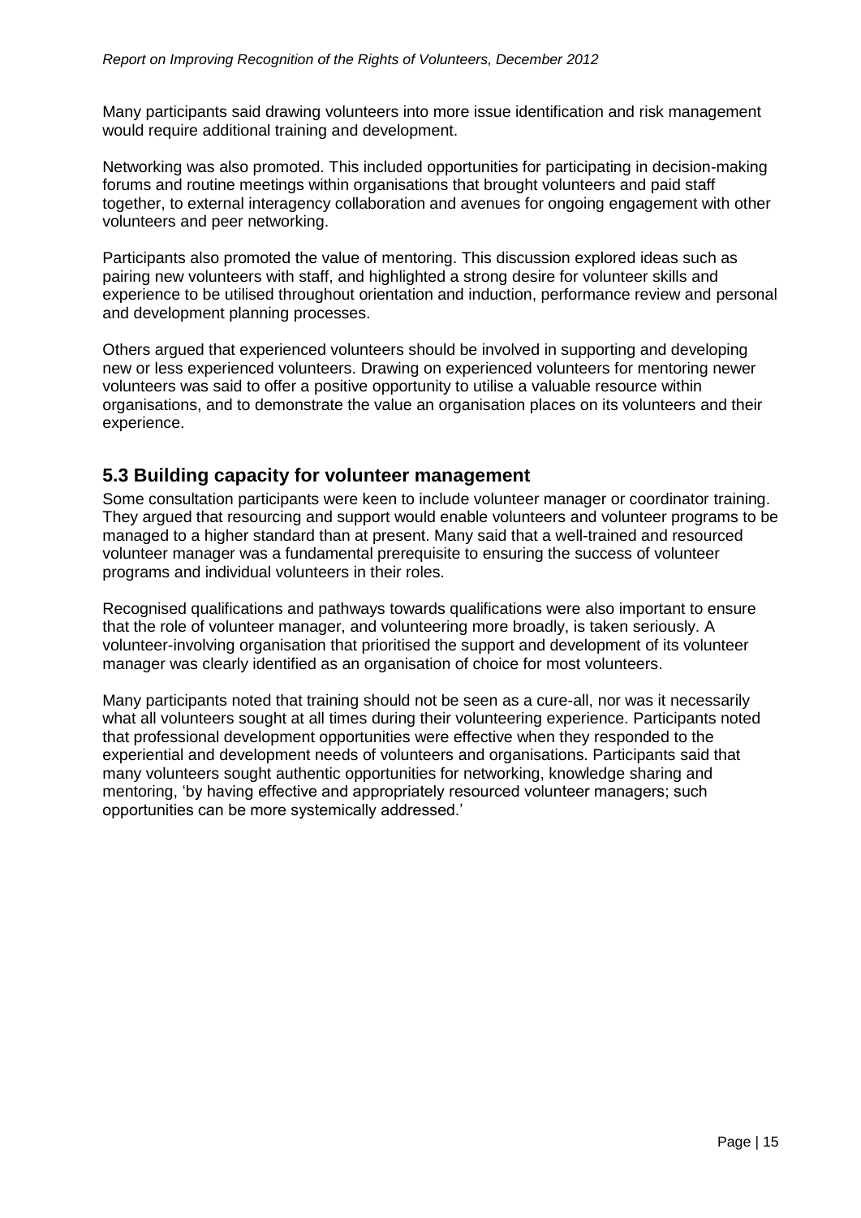Many participants said drawing volunteers into more issue identification and risk management would require additional training and development.

Networking was also promoted. This included opportunities for participating in decision-making forums and routine meetings within organisations that brought volunteers and paid staff together, to external interagency collaboration and avenues for ongoing engagement with other volunteers and peer networking.

Participants also promoted the value of mentoring. This discussion explored ideas such as pairing new volunteers with staff, and highlighted a strong desire for volunteer skills and experience to be utilised throughout orientation and induction, performance review and personal and development planning processes.

Others argued that experienced volunteers should be involved in supporting and developing new or less experienced volunteers. Drawing on experienced volunteers for mentoring newer volunteers was said to offer a positive opportunity to utilise a valuable resource within organisations, and to demonstrate the value an organisation places on its volunteers and their experience.

## 5.3 Building capacity for volunteer management

Some consultation participants were keen to include volunteer manager or coordinator training. They argued that resourcing and support would enable volunteers and volunteer programs to be managed to a higher standard than at present. Many said that a well-trained and resourced volunteer manager was a fundamental prerequisite to ensuring the success of volunteer programs and individual volunteers in their roles.

Recognised qualifications and pathways towards qualifications were also important to ensure that the role of volunteer manager, and volunteering more broadly, is taken seriously. A volunteer-involving organisation that prioritised the support and development of its volunteer manager was clearly identified as an organisation of choice for most volunteers.

Many participants noted that training should not be seen as a cure-all, nor was it necessarily what all volunteers sought at all times during their volunteering experience. Participants noted that professional development opportunities were effective when they responded to the experiential and development needs of volunteers and organisations. Participants said that many volunteers sought authentic opportunities for networking, knowledge sharing and mentoring, 'by having effective and appropriately resourced volunteer managers; such opportunities can be more systemically addressed.'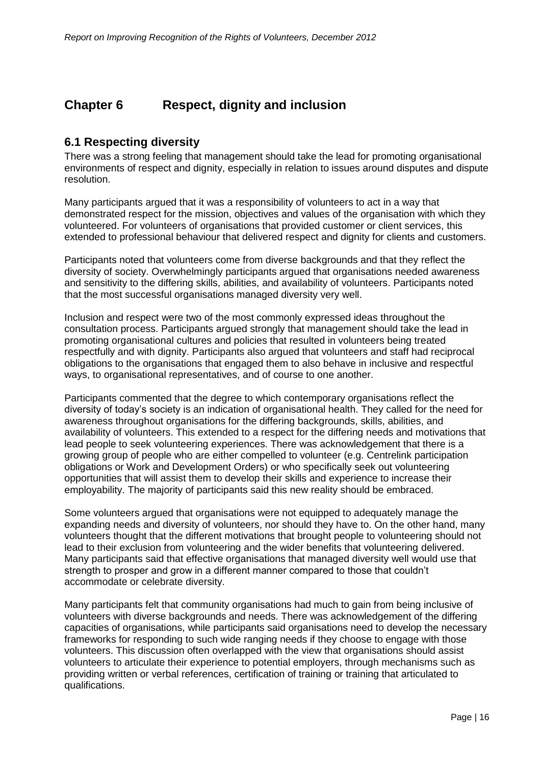# Chapter 6 Respect, dignity and inclusion

## 6.1 Respecting diversity

There was a strong feeling that management should take the lead for promoting organisational environments of respect and dignity, especially in relation to issues around disputes and dispute resolution.

Many participants argued that it was a responsibility of volunteers to act in a way that demonstrated respect for the mission, objectives and values of the organisation with which they volunteered. For volunteers of organisations that provided customer or client services, this extended to professional behaviour that delivered respect and dignity for clients and customers.

Participants noted that volunteers come from diverse backgrounds and that they reflect the diversity of society. Overwhelmingly participants argued that organisations needed awareness and sensitivity to the differing skills, abilities, and availability of volunteers. Participants noted that the most successful organisations managed diversity very well.

Inclusion and respect were two of the most commonly expressed ideas throughout the consultation process. Participants argued strongly that management should take the lead in promoting organisational cultures and policies that resulted in volunteers being treated respectfully and with dignity. Participants also argued that volunteers and staff had reciprocal obligations to the organisations that engaged them to also behave in inclusive and respectful ways, to organisational representatives, and of course to one another.

Participants commented that the degree to which contemporary organisations reflect the diversity of today's society is an indication of organisational health. They called for the need for awareness throughout organisations for the differing backgrounds, skills, abilities, and availability of volunteers. This extended to a respect for the differing needs and motivations that lead people to seek volunteering experiences. There was acknowledgement that there is a growing group of people who are either compelled to volunteer (e.g. Centrelink participation obligations or Work and Development Orders) or who specifically seek out volunteering opportunities that will assist them to develop their skills and experience to increase their employability. The majority of participants said this new reality should be embraced.

Some volunteers argued that organisations were not equipped to adequately manage the expanding needs and diversity of volunteers, nor should they have to. On the other hand, many volunteers thought that the different motivations that brought people to volunteering should not lead to their exclusion from volunteering and the wider benefits that volunteering delivered. Many participants said that effective organisations that managed diversity well would use that strength to prosper and grow in a different manner compared to those that couldn't accommodate or celebrate diversity.

Many participants felt that community organisations had much to gain from being inclusive of volunteers with diverse backgrounds and needs. There was acknowledgement of the differing capacities of organisations, while participants said organisations need to develop the necessary frameworks for responding to such wide ranging needs if they choose to engage with those volunteers. This discussion often overlapped with the view that organisations should assist volunteers to articulate their experience to potential employers, through mechanisms such as providing written or verbal references, certification of training or training that articulated to qualifications.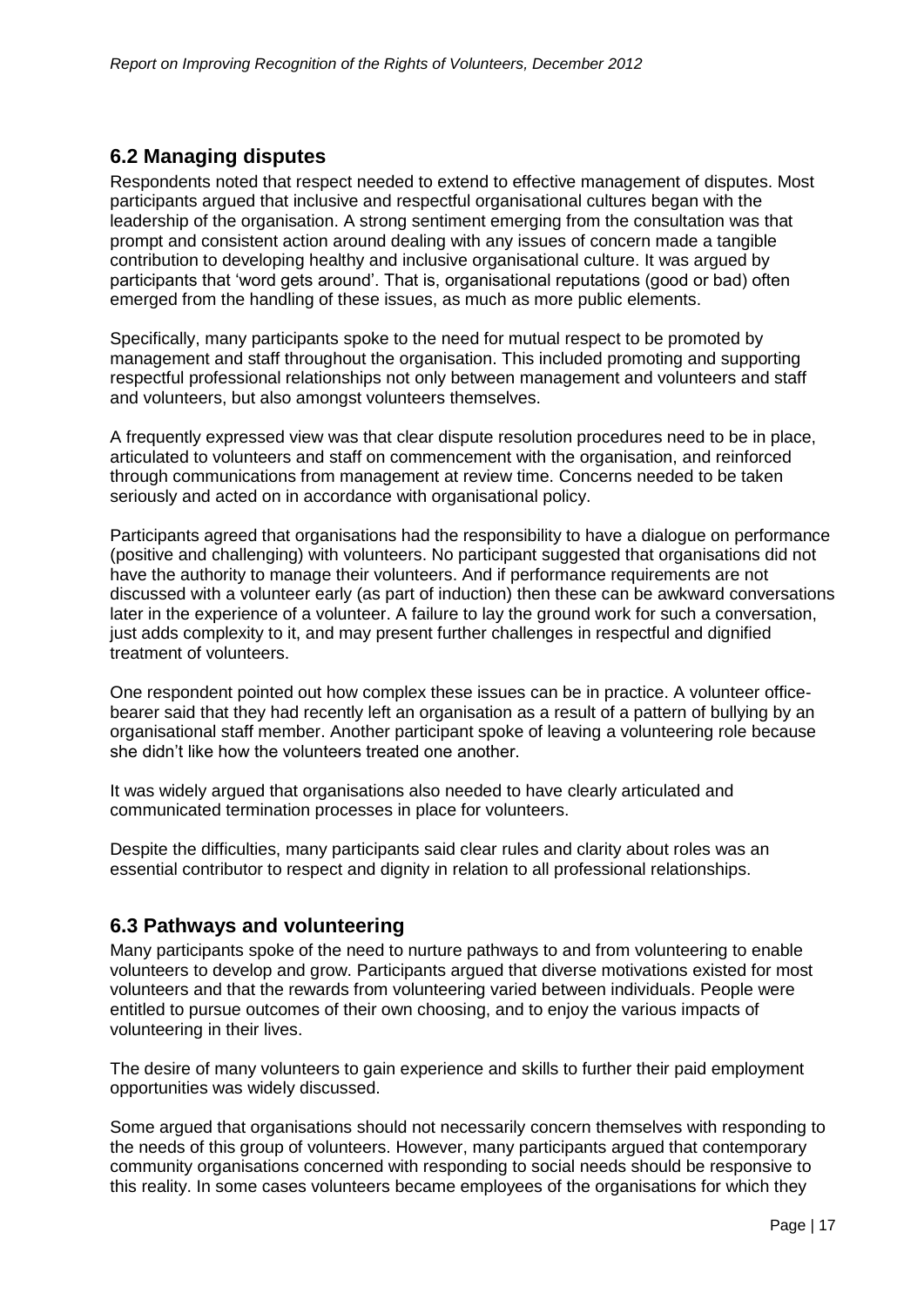## 6.2 Managing disputes

Respondents noted that respect needed to extend to effective management of disputes. Most participants argued that inclusive and respectful organisational cultures began with the leadership of the organisation. A strong sentiment emerging from the consultation was that prompt and consistent action around dealing with any issues of concern made a tangible contribution to developing healthy and inclusive organisational culture. It was argued by participants that 'word gets around'. That is, organisational reputations (good or bad) often emerged from the handling of these issues, as much as more public elements.

Specifically, many participants spoke to the need for mutual respect to be promoted by management and staff throughout the organisation. This included promoting and supporting respectful professional relationships not only between management and volunteers and staff and volunteers, but also amongst volunteers themselves.

A frequently expressed view was that clear dispute resolution procedures need to be in place, articulated to volunteers and staff on commencement with the organisation, and reinforced through communications from management at review time. Concerns needed to be taken seriously and acted on in accordance with organisational policy.

Participants agreed that organisations had the responsibility to have a dialogue on performance (positive and challenging) with volunteers. No participant suggested that organisations did not have the authority to manage their volunteers. And if performance requirements are not discussed with a volunteer early (as part of induction) then these can be awkward conversations later in the experience of a volunteer. A failure to lay the ground work for such a conversation, just adds complexity to it, and may present further challenges in respectful and dignified treatment of volunteers.

One respondent pointed out how complex these issues can be in practice. A volunteer office-bearer said that they had recently left an organisation as a result of a pattern of bullying by an organisational staff member. Another participant spoke of leaving a volunteering role because she didn't like how the volunteers treated one another.

It was widely argued that organisations also needed to have clearly articulated and communicated termination processes in place for volunteers.

Despite the difficulties, many participants said clear rules and clarity about roles was an essential contributor to respect and dignity in relation to all professional relationships.

## 6.3 Pathways and volunteering

Many participants spoke of the need to nurture pathways to and from volunteering to enable volunteers to develop and grow. Participants argued that diverse motivations existed for most volunteers and that the rewards from volunteering varied between individuals. People were entitled to pursue outcomes of their own choosing, and to enjoy the various impacts of volunteering in their lives.

The desire of many volunteers to gain experience and skills to further their paid employment opportunities was widely discussed.

Some argued that organisations should not necessarily concern themselves with responding to the needs of this group of volunteers. However, many participants argued that contemporary community organisations concerned with responding to social needs should be responsive to this reality. In some cases volunteers became employees of the organisations for which they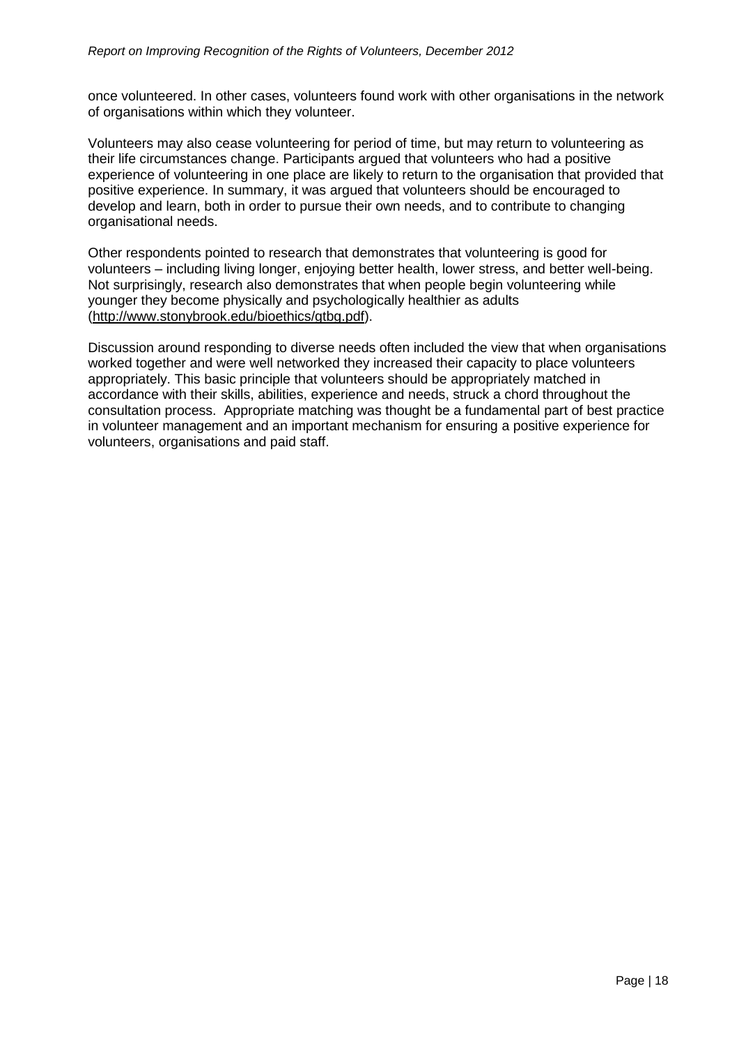once volunteered. In other cases, volunteers found work with other organisations in the network of organisations within which they volunteer.

Volunteers may also cease volunteering for period of time, but may return to volunteering as their life circumstances change. Participants argued that volunteers who had a positive experience of volunteering in one place are likely to return to the organisation that provided that positive experience. In summary, it was argued that volunteers should be encouraged to develop and learn, both in order to pursue their own needs, and to contribute to changing organisational needs.

Other respondents pointed to research that demonstrates that volunteering is good for volunteers – including living longer, enjoying better health, lower stress, and better well-being. Not surprisingly, research also demonstrates that when people begin volunteering while younger they become physically and psychologically healthier as adults (http://www.stonybrook.edu/bioethics/gtbg.pdf).

Discussion around responding to diverse needs often included the view that when organisations worked together and were well networked they increased their capacity to place volunteers appropriately. This basic principle that volunteers should be appropriately matched in accordance with their skills, abilities, experience and needs, struck a chord throughout the consultation process. Appropriate matching was thought be a fundamental part of best practice in volunteer management and an important mechanism for ensuring a positive experience for volunteers, organisations and paid staff.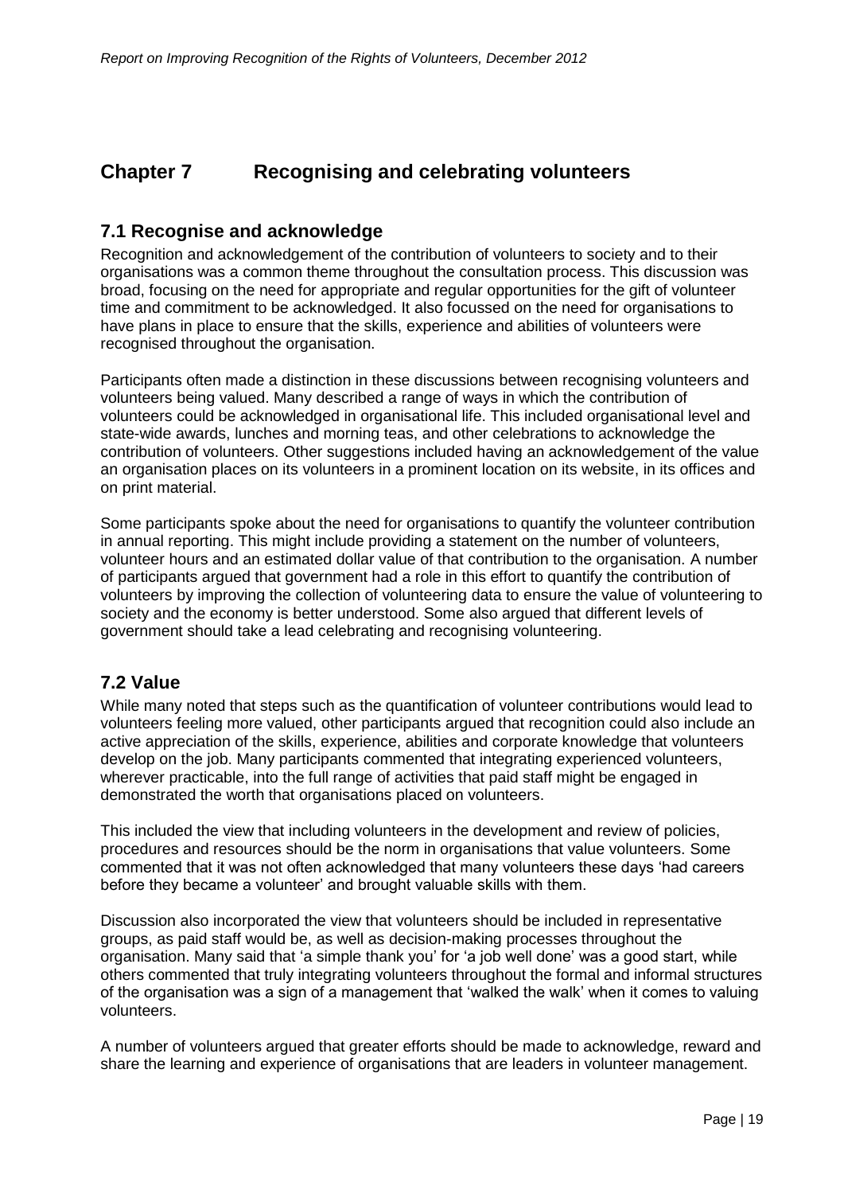# Chapter 7 Recognising and celebrating volunteers

## 7.1 Recognise and acknowledge

Recognition and acknowledgement of the contribution of volunteers to society and to their organisations was a common theme throughout the consultation process. This discussion was broad, focusing on the need for appropriate and regular opportunities for the gift of volunteer time and commitment to be acknowledged. It also focussed on the need for organisations to have plans in place to ensure that the skills, experience and abilities of volunteers were recognised throughout the organisation.

Participants often made a distinction in these discussions between recognising volunteers and volunteers being valued. Many described a range of ways in which the contribution of volunteers could be acknowledged in organisational life. This included organisational level and state-wide awards, lunches and morning teas, and other celebrations to acknowledge the contribution of volunteers. Other suggestions included having an acknowledgement of the value an organisation places on its volunteers in a prominent location on its website, in its offices and on print material.

Some participants spoke about the need for organisations to quantify the volunteer contribution in annual reporting. This might include providing a statement on the number of volunteers, volunteer hours and an estimated dollar value of that contribution to the organisation. A number of participants argued that government had a role in this effort to quantify the contribution of volunteers by improving the collection of volunteering data to ensure the value of volunteering to society and the economy is better understood. Some also argued that different levels of government should take a lead celebrating and recognising volunteering.

## 7.2 Value

While many noted that steps such as the quantification of volunteer contributions would lead to volunteers feeling more valued, other participants argued that recognition could also include an active appreciation of the skills, experience, abilities and corporate knowledge that volunteers develop on the job. Many participants commented that integrating experienced volunteers, wherever practicable, into the full range of activities that paid staff might be engaged in demonstrated the worth that organisations placed on volunteers.

This included the view that including volunteers in the development and review of policies, procedures and resources should be the norm in organisations that value volunteers. Some commented that it was not often acknowledged that many volunteers these days 'had careers before they became a volunteer' and brought valuable skills with them.

Discussion also incorporated the view that volunteers should be included in representative groups, as paid staff would be, as well as decision-making processes throughout the organisation. Many said that 'a simple thank you' for 'a job well done' was a good start, while others commented that truly integrating volunteers throughout the formal and informal structures of the organisation was a sign of a management that 'walked the walk' when it comes to valuing volunteers.

A number of volunteers argued that greater efforts should be made to acknowledge, reward and share the learning and experience of organisations that are leaders in volunteer management.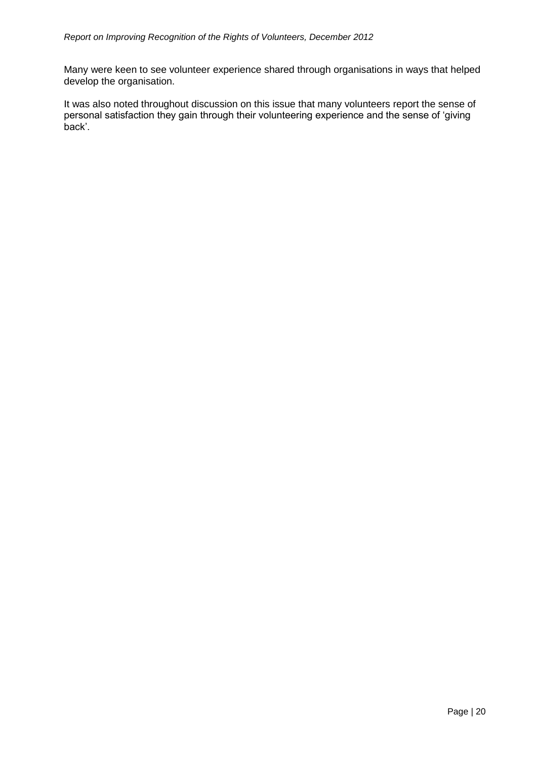Many were keen to see volunteer experience shared through organisations in ways that helped develop the organisation.

It was also noted throughout discussion on this issue that many volunteers report the sense of personal satisfaction they gain through their volunteering experience and the sense of 'giving back'.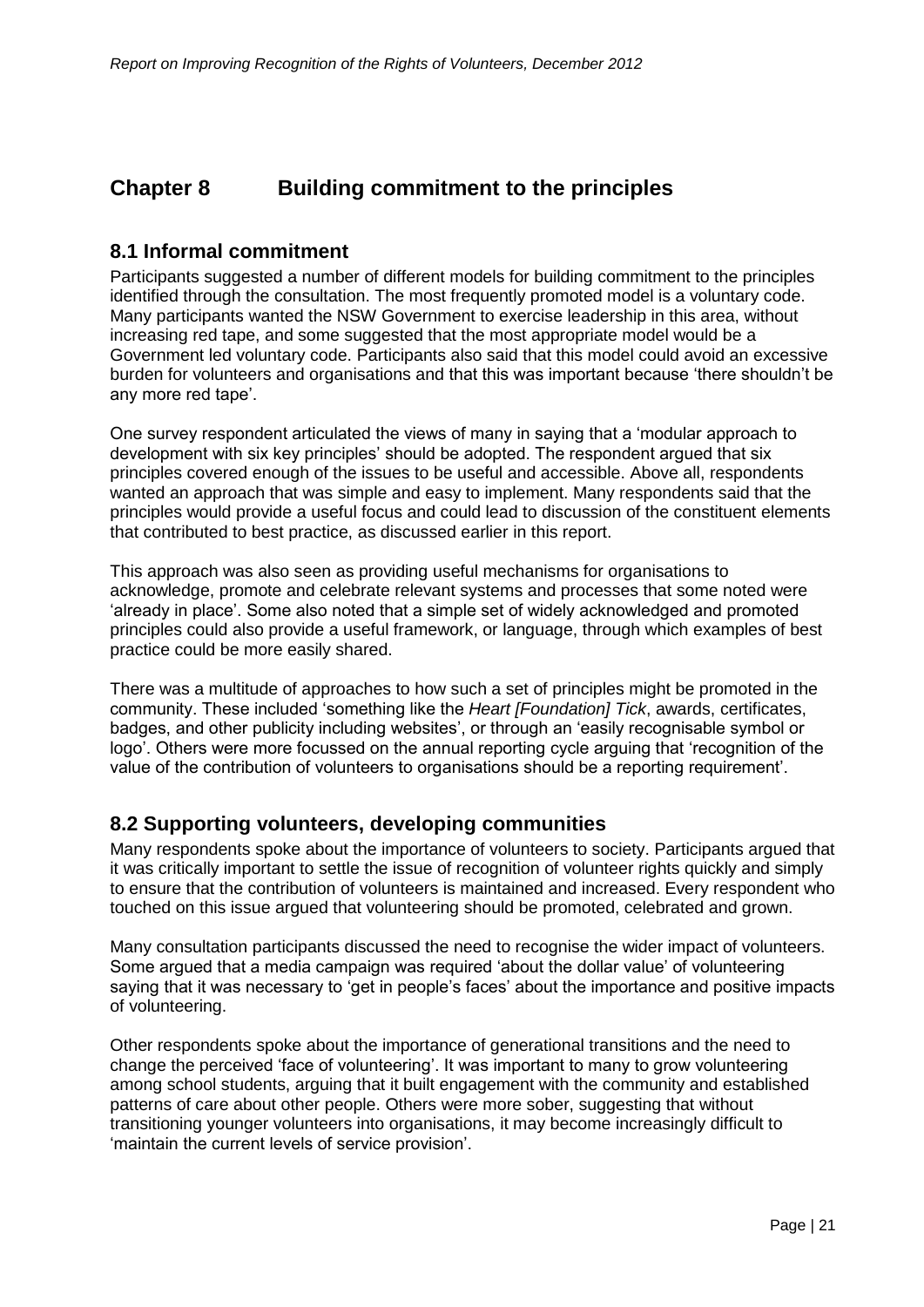# Chapter 8 Building commitment to the principles

## 8.1 Informal commitment

Participants suggested a number of different models for building commitment to the principles identified through the consultation. The most frequently promoted model is a voluntary code. Many participants wanted the NSW Government to exercise leadership in this area, without increasing red tape, and some suggested that the most appropriate model would be a Government led voluntary code. Participants also said that this model could avoid an excessive burden for volunteers and organisations and that this was important because 'there shouldn't be any more red tape'.

One survey respondent articulated the views of many in saying that a 'modular approach to development with six key principles' should be adopted. The respondent argued that six principles covered enough of the issues to be useful and accessible. Above all, respondents wanted an approach that was simple and easy to implement. Many respondents said that the principles would provide a useful focus and could lead to discussion of the constituent elements that contributed to best practice, as discussed earlier in this report.

This approach was also seen as providing useful mechanisms for organisations to acknowledge, promote and celebrate relevant systems and processes that some noted were 'already in place'. Some also noted that a simple set of widely acknowledged and promoted principles could also provide a useful framework, or language, through which examples of best practice could be more easily shared.

There was a multitude of approaches to how such a set of principles might be promoted in the community. These included 'something like the *Heart [Foundation] Tick*, awards, certificates, badges, and other publicity including websites', or through an 'easily recognisable symbol or logo'. Others were more focussed on the annual reporting cycle arguing that 'recognition of the value of the contribution of volunteers to organisations should be a reporting requirement'.

## 8.2 Supporting volunteers, developing communities

Many respondents spoke about the importance of volunteers to society. Participants argued that it was critically important to settle the issue of recognition of volunteer rights quickly and simply to ensure that the contribution of volunteers is maintained and increased. Every respondent who touched on this issue argued that volunteering should be promoted, celebrated and grown.

Many consultation participants discussed the need to recognise the wider impact of volunteers. Some argued that a media campaign was required 'about the dollar value' of volunteering saying that it was necessary to 'get in people's faces' about the importance and positive impacts of volunteering.

Other respondents spoke about the importance of generational transitions and the need to change the perceived 'face of volunteering'. It was important to many to grow volunteering among school students, arguing that it built engagement with the community and established patterns of care about other people. Others were more sober, suggesting that without transitioning younger volunteers into organisations, it may become increasingly difficult to 'maintain the current levels of service provision'.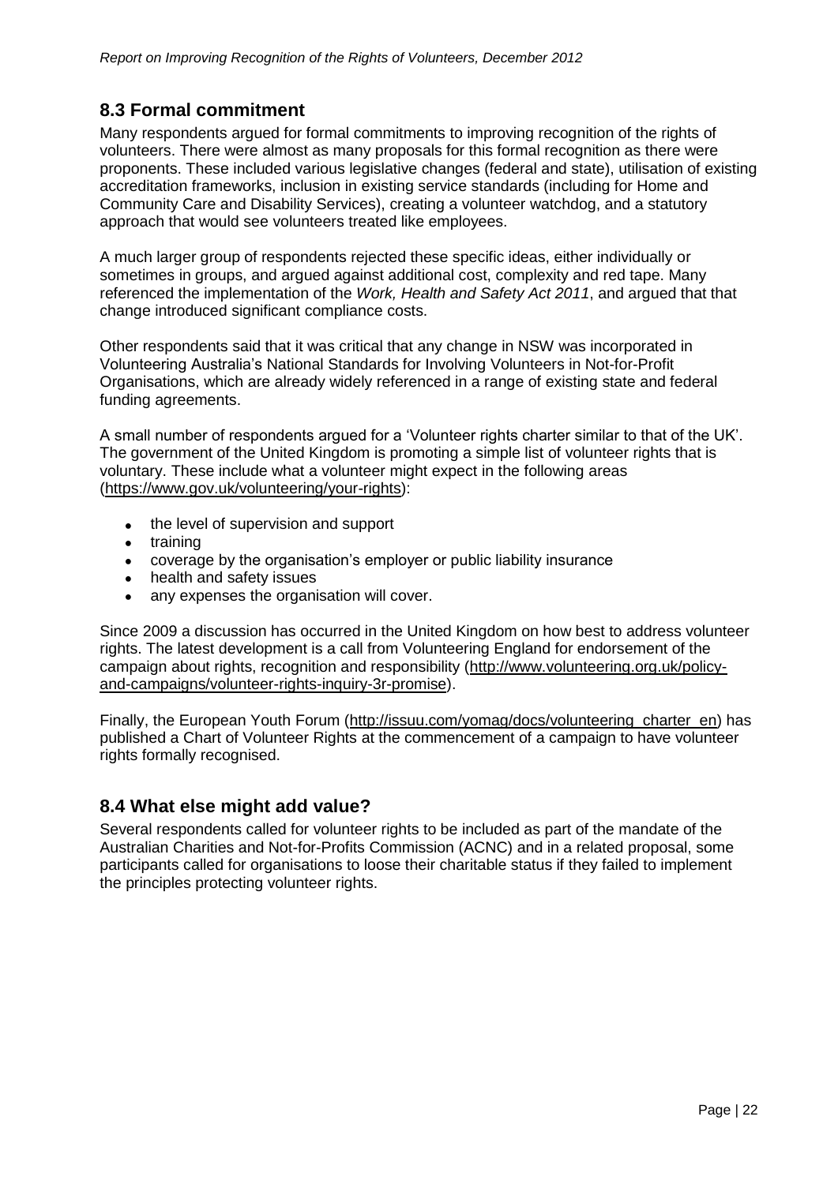## 8.3 Formal commitment

Many respondents argued for formal commitments to improving recognition of the rights of volunteers. There were almost as many proposals for this formal recognition as there were proponents. These included various legislative changes (federal and state), utilisation of existing accreditation frameworks, inclusion in existing service standards (including for Home and Community Care and Disability Services), creating a volunteer watchdog, and a statutory approach that would see volunteers treated like employees.

A much larger group of respondents rejected these specific ideas, either individually or sometimes in groups, and argued against additional cost, complexity and red tape. Many referenced the implementation of the *Work, Health and Safety Act 2011*, and argued that that change introduced significant compliance costs.

Other respondents said that it was critical that any change in NSW was incorporated in Volunteering Australia's National Standards for Involving Volunteers in Not-for-Profit Organisations, which are already widely referenced in a range of existing state and federal funding agreements.

A small number of respondents argued for a 'Volunteer rights charter similar to that of the UK'. The government of the United Kingdom is promoting a simple list of volunteer rights that is voluntary. These include what a volunteer might expect in the following areas (https://www.gov.uk/volunteering/your-rights):

- the level of supervision and support
- training
- coverage by the organisation's employer or public liability insurance
- health and safety issues
- any expenses the organisation will cover.

Since 2009 a discussion has occurred in the United Kingdom on how best to address volunteer rights. The latest development is a call from Volunteering England for endorsement of the campaign about rights, recognition and responsibility (http://www.volunteering.org.uk/policy-and-campaigns/volunteer-rights-inquiry-3r-promise).

Finally, the European Youth Forum (http://issuu.com/yomag/docs/volunteering_charter_en) has published a Chart of Volunteer Rights at the commencement of a campaign to have volunteer rights formally recognised.

## 8.4 What else might add value?

Several respondents called for volunteer rights to be included as part of the mandate of the Australian Charities and Not-for-Profits Commission (ACNC) and in a related proposal, some participants called for organisations to loose their charitable status if they failed to implement the principles protecting volunteer rights.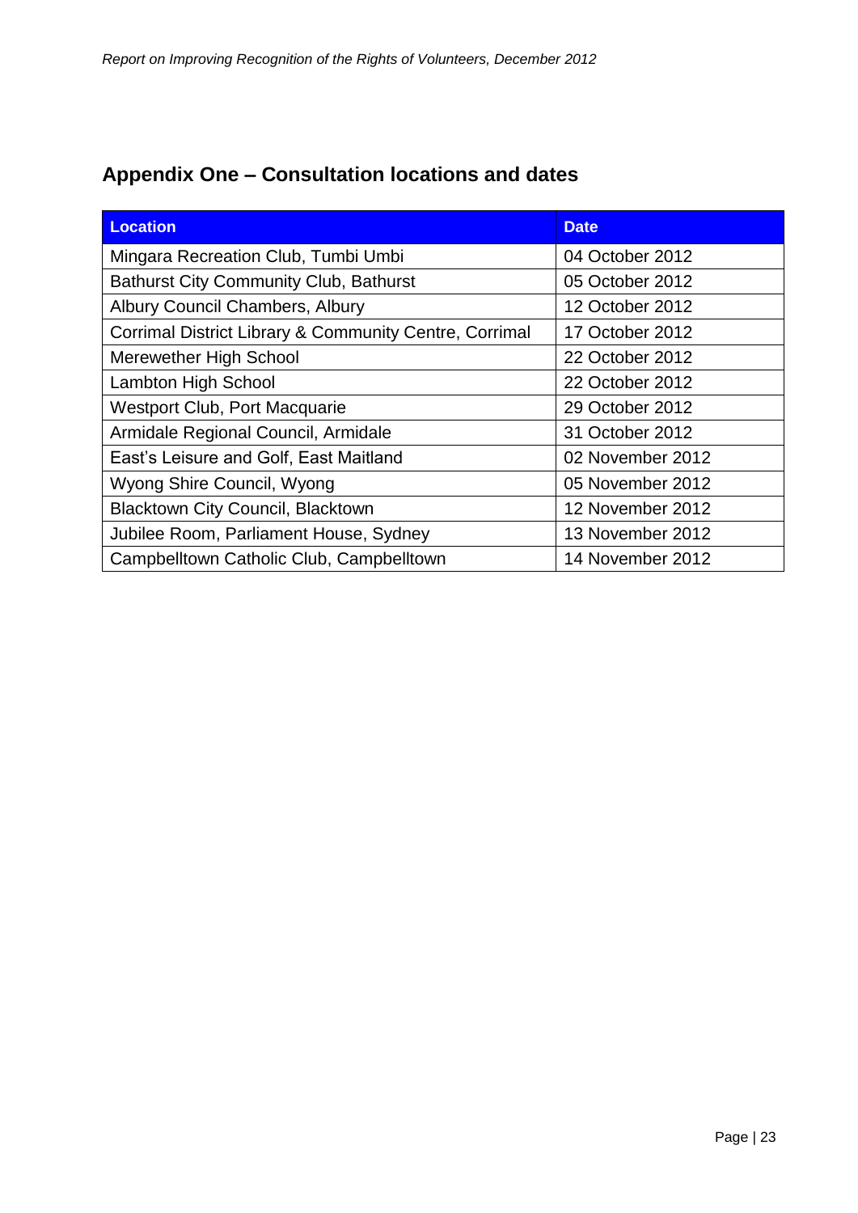## Appendix One – Consultation locations and dates

| Location | Date |
| --- | --- |
| Mingara Recreation Club, Tumbi Umbi | 04 October 2012 |
| Bathurst City Community Club, Bathurst | 05 October 2012 |
| Albury Council Chambers, Albury | 12 October 2012 |
| Corrimal District Library & Community Centre, Corrimal | 17 October 2012 |
| Merewether High School | 22 October 2012 |
| Lambton High School | 22 October 2012 |
| Westport Club, Port Macquarie | 29 October 2012 |
| Armidale Regional Council, Armidale | 31 October 2012 |
| East's Leisure and Golf, East Maitland | 02 November 2012 |
| Wyong Shire Council, Wyong | 05 November 2012 |
| Blacktown City Council, Blacktown | 12 November 2012 |
| Jubilee Room, Parliament House, Sydney | 13 November 2012 |
| Campbelltown Catholic Club, Campbelltown | 14 November 2012 |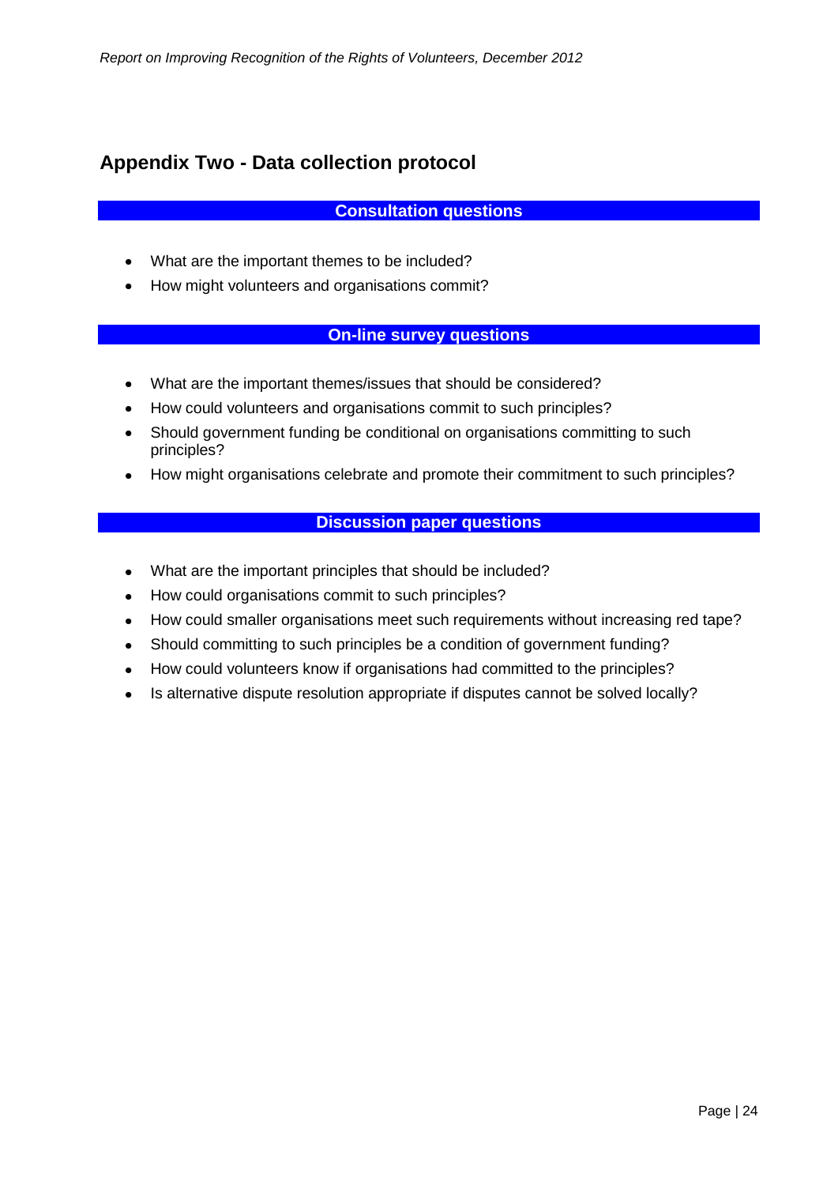## Appendix Two - Data collection protocol

### Consultation questions

- What are the important themes to be included?
- How might volunteers and organisations commit?

### On-line survey questions

- What are the important themes/issues that should be considered?
- How could volunteers and organisations commit to such principles?
- Should government funding be conditional on organisations committing to such principles?
- How might organisations celebrate and promote their commitment to such principles?

### Discussion paper questions

- What are the important principles that should be included?
- How could organisations commit to such principles?
- How could smaller organisations meet such requirements without increasing red tape?
- Should committing to such principles be a condition of government funding?
- How could volunteers know if organisations had committed to the principles?
- Is alternative dispute resolution appropriate if disputes cannot be solved locally?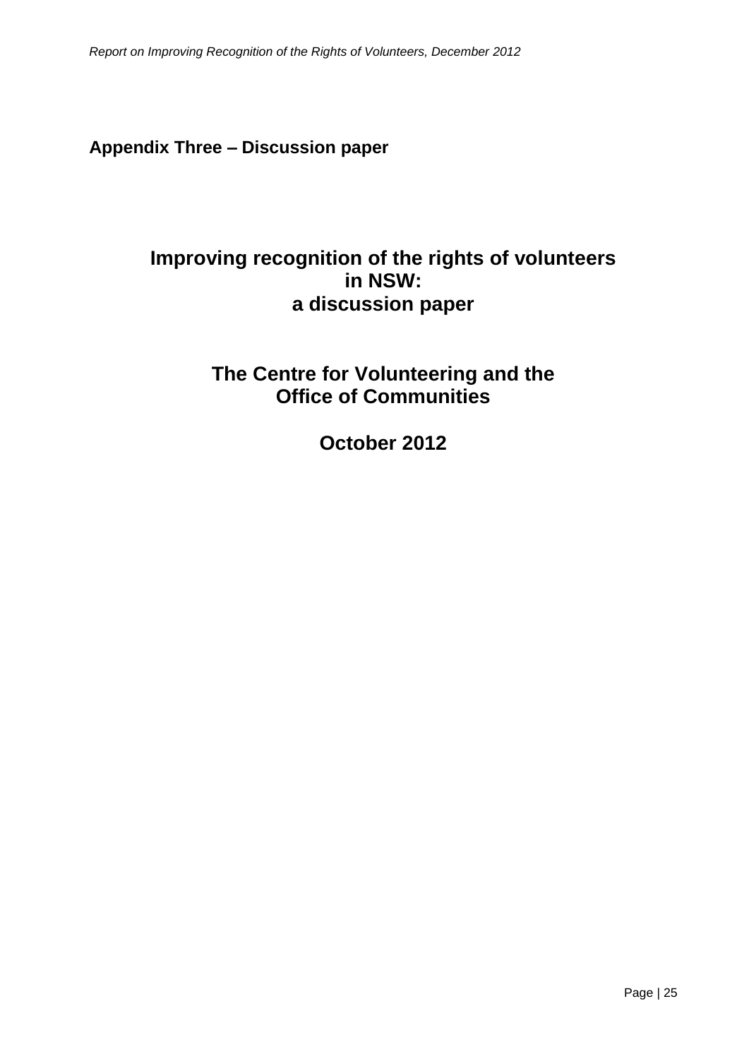## Appendix Three – Discussion paper

# Improving recognition of the rights of volunteers in NSW: a discussion paper

## The Centre for Volunteering and the Office of Communities

## October 2012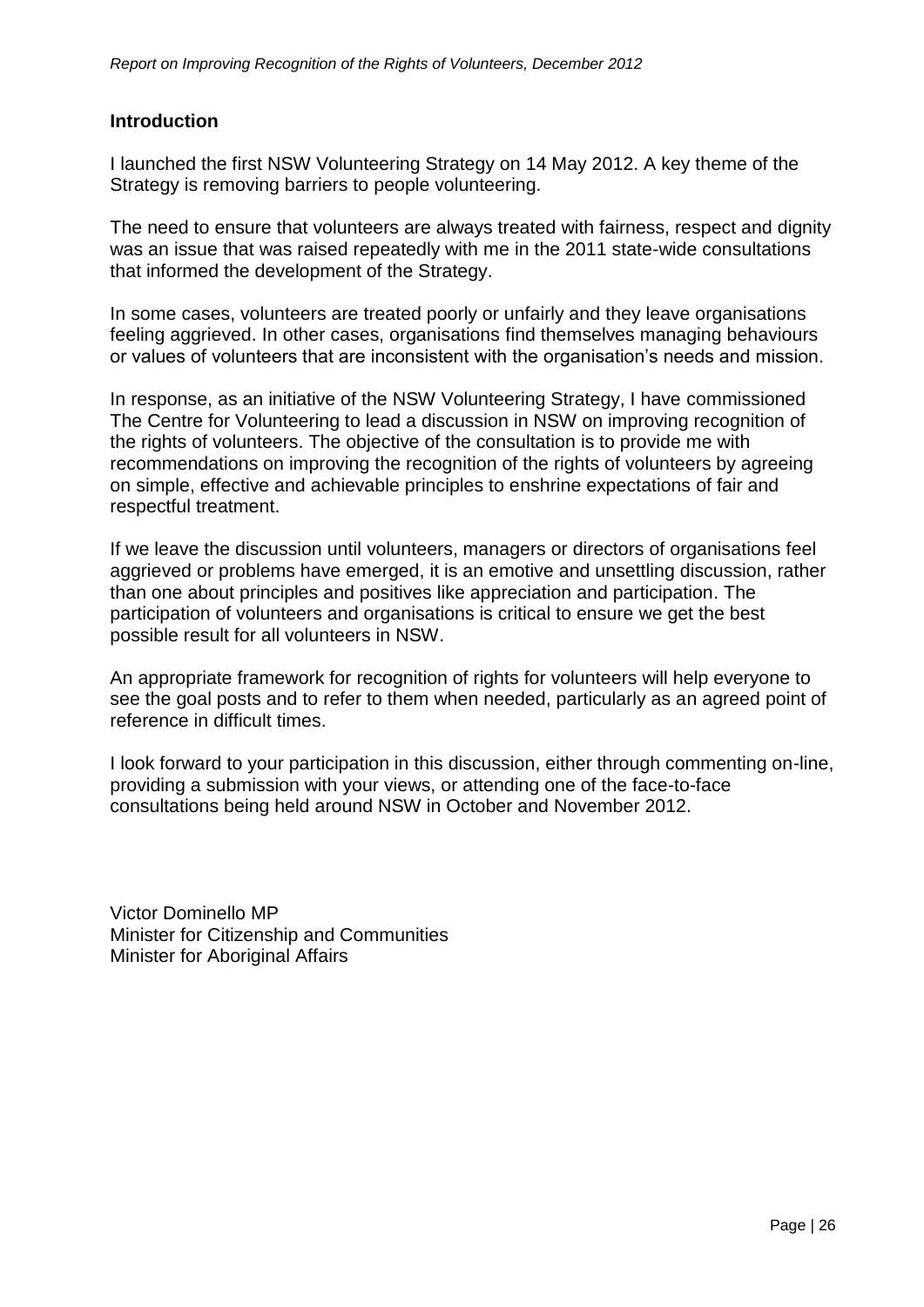## Introduction

I launched the first NSW Volunteering Strategy on 14 May 2012. A key theme of the Strategy is removing barriers to people volunteering.

The need to ensure that volunteers are always treated with fairness, respect and dignity was an issue that was raised repeatedly with me in the 2011 state-wide consultations that informed the development of the Strategy.

In some cases, volunteers are treated poorly or unfairly and they leave organisations feeling aggrieved. In other cases, organisations find themselves managing behaviours or values of volunteers that are inconsistent with the organisation's needs and mission.

In response, as an initiative of the NSW Volunteering Strategy, I have commissioned The Centre for Volunteering to lead a discussion in NSW on improving recognition of the rights of volunteers. The objective of the consultation is to provide me with recommendations on improving the recognition of the rights of volunteers by agreeing on simple, effective and achievable principles to enshrine expectations of fair and respectful treatment.

If we leave the discussion until volunteers, managers or directors of organisations feel aggrieved or problems have emerged, it is an emotive and unsettling discussion, rather than one about principles and positives like appreciation and participation. The participation of volunteers and organisations is critical to ensure we get the best possible result for all volunteers in NSW.

An appropriate framework for recognition of rights for volunteers will help everyone to see the goal posts and to refer to them when needed, particularly as an agreed point of reference in difficult times.

I look forward to your participation in this discussion, either through commenting on-line, providing a submission with your views, or attending one of the face-to-face consultations being held around NSW in October and November 2012.

Victor Dominello MP
Minister for Citizenship and Communities
Minister for Aboriginal Affairs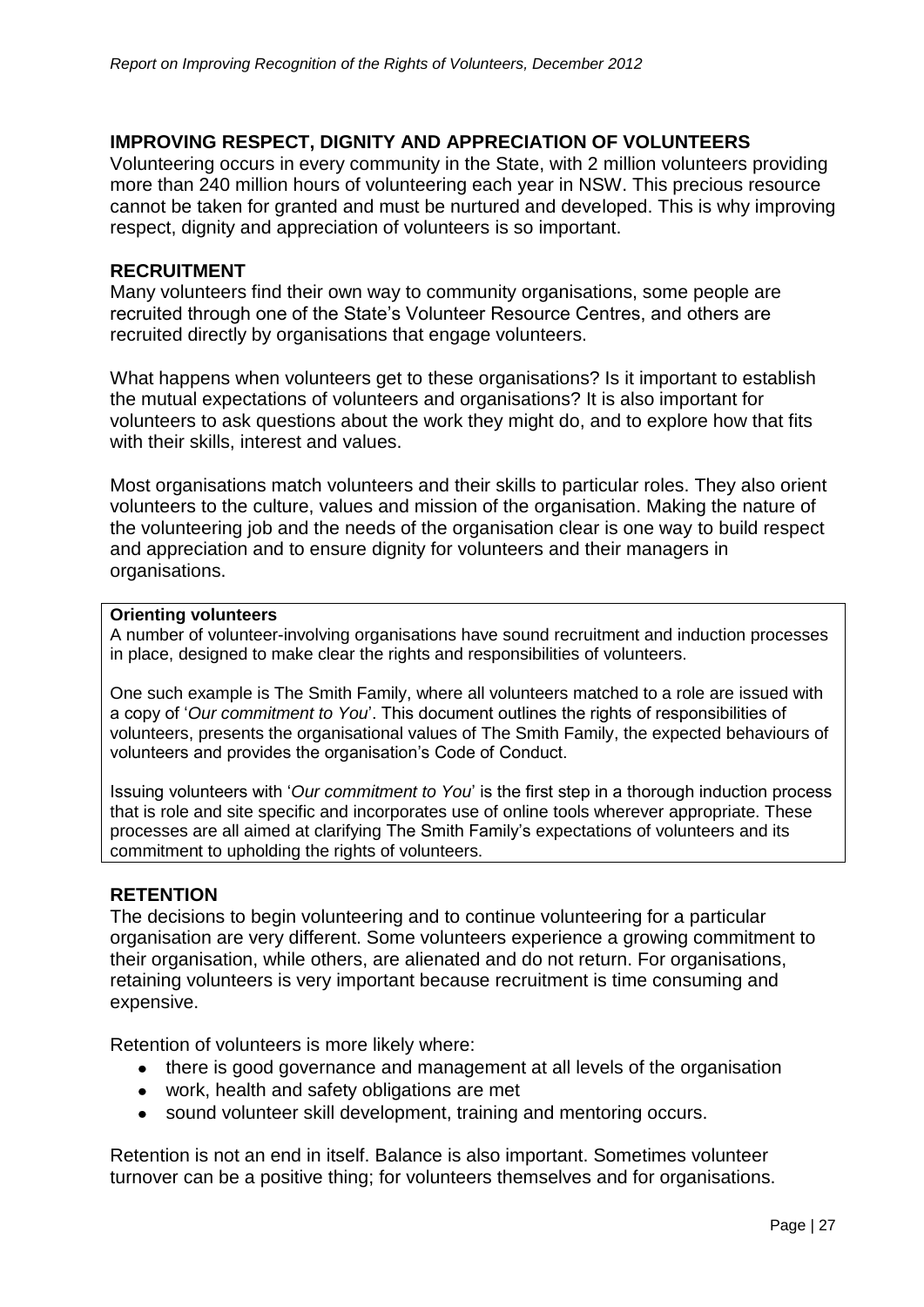## IMPROVING RESPECT, DIGNITY AND APPRECIATION OF VOLUNTEERS

Volunteering occurs in every community in the State, with 2 million volunteers providing more than 240 million hours of volunteering each year in NSW. This precious resource cannot be taken for granted and must be nurtured and developed. This is why improving respect, dignity and appreciation of volunteers is so important.

## RECRUITMENT

Many volunteers find their own way to community organisations, some people are recruited through one of the State's Volunteer Resource Centres, and others are recruited directly by organisations that engage volunteers.

What happens when volunteers get to these organisations? Is it important to establish the mutual expectations of volunteers and organisations? It is also important for volunteers to ask questions about the work they might do, and to explore how that fits with their skills, interest and values.

Most organisations match volunteers and their skills to particular roles. They also orient volunteers to the culture, values and mission of the organisation. Making the nature of the volunteering job and the needs of the organisation clear is one way to build respect and appreciation and to ensure dignity for volunteers and their managers in organisations.

> **Orienting volunteers**
>
> A number of volunteer-involving organisations have sound recruitment and induction processes in place, designed to make clear the rights and responsibilities of volunteers.
>
> One such example is The Smith Family, where all volunteers matched to a role are issued with a copy of '*Our commitment to You*'. This document outlines the rights of responsibilities of volunteers, presents the organisational values of The Smith Family, the expected behaviours of volunteers and provides the organisation's Code of Conduct.
>
> Issuing volunteers with '*Our commitment to You*' is the first step in a thorough induction process that is role and site specific and incorporates use of online tools wherever appropriate. These processes are all aimed at clarifying The Smith Family's expectations of volunteers and its commitment to upholding the rights of volunteers.

## RETENTION

The decisions to begin volunteering and to continue volunteering for a particular organisation are very different. Some volunteers experience a growing commitment to their organisation, while others, are alienated and do not return. For organisations, retaining volunteers is very important because recruitment is time consuming and expensive.

Retention of volunteers is more likely where:

- there is good governance and management at all levels of the organisation
- work, health and safety obligations are met
- sound volunteer skill development, training and mentoring occurs.

Retention is not an end in itself. Balance is also important. Sometimes volunteer turnover can be a positive thing; for volunteers themselves and for organisations.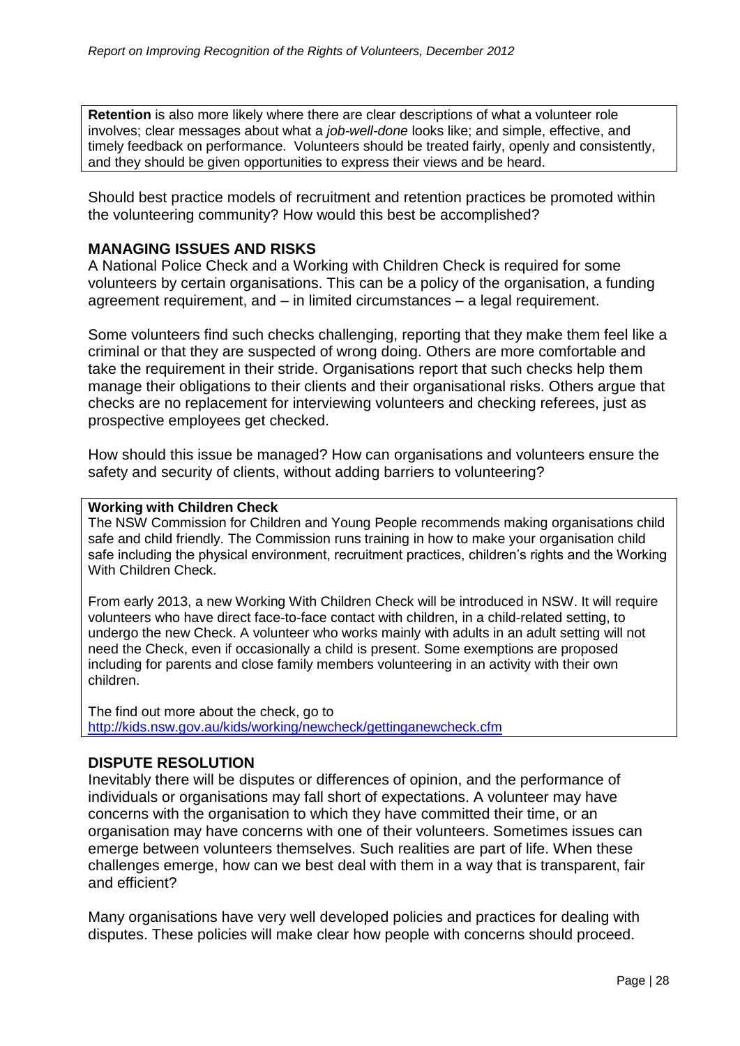**Retention** is also more likely where there are clear descriptions of what a volunteer role involves; clear messages about what a *job-well-done* looks like; and simple, effective, and timely feedback on performance. Volunteers should be treated fairly, openly and consistently, and they should be given opportunities to express their views and be heard.

Should best practice models of recruitment and retention practices be promoted within the volunteering community? How would this best be accomplished?

## MANAGING ISSUES AND RISKS

A National Police Check and a Working with Children Check is required for some volunteers by certain organisations. This can be a policy of the organisation, a funding agreement requirement, and – in limited circumstances – a legal requirement.

Some volunteers find such checks challenging, reporting that they make them feel like a criminal or that they are suspected of wrong doing. Others are more comfortable and take the requirement in their stride. Organisations report that such checks help them manage their obligations to their clients and their organisational risks. Others argue that checks are no replacement for interviewing volunteers and checking referees, just as prospective employees get checked.

How should this issue be managed? How can organisations and volunteers ensure the safety and security of clients, without adding barriers to volunteering?

**Working with Children Check**

The NSW Commission for Children and Young People recommends making organisations child safe and child friendly. The Commission runs training in how to make your organisation child safe including the physical environment, recruitment practices, children's rights and the Working With Children Check.

From early 2013, a new Working With Children Check will be introduced in NSW. It will require volunteers who have direct face-to-face contact with children, in a child-related setting, to undergo the new Check. A volunteer who works mainly with adults in an adult setting will not need the Check, even if occasionally a child is present. Some exemptions are proposed including for parents and close family members volunteering in an activity with their own children.

The find out more about the check, go to
http://kids.nsw.gov.au/kids/working/newcheck/gettinganewcheck.cfm

## DISPUTE RESOLUTION

Inevitably there will be disputes or differences of opinion, and the performance of individuals or organisations may fall short of expectations. A volunteer may have concerns with the organisation to which they have committed their time, or an organisation may have concerns with one of their volunteers. Sometimes issues can emerge between volunteers themselves. Such realities are part of life. When these challenges emerge, how can we best deal with them in a way that is transparent, fair and efficient?

Many organisations have very well developed policies and practices for dealing with disputes. These policies will make clear how people with concerns should proceed.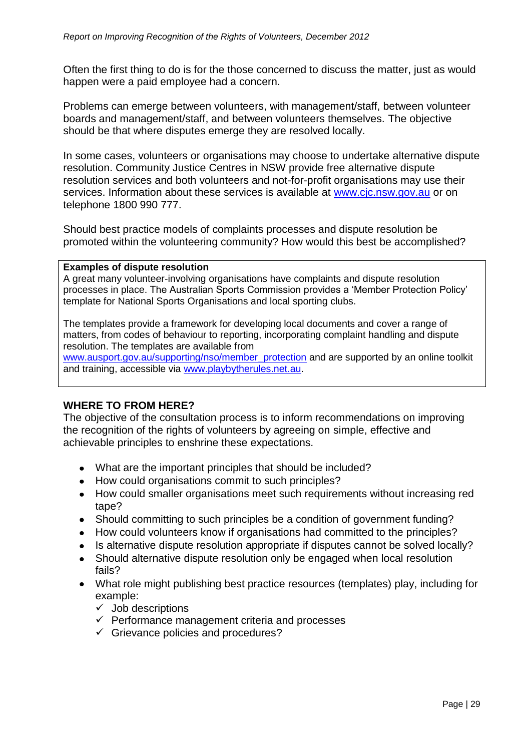Often the first thing to do is for the those concerned to discuss the matter, just as would happen were a paid employee had a concern.

Problems can emerge between volunteers, with management/staff, between volunteer boards and management/staff, and between volunteers themselves. The objective should be that where disputes emerge they are resolved locally.

In some cases, volunteers or organisations may choose to undertake alternative dispute resolution. Community Justice Centres in NSW provide free alternative dispute resolution services and both volunteers and not-for-profit organisations may use their services. Information about these services is available at [www.cjc.nsw.gov.au](www.cjc.nsw.gov.au) or on telephone 1800 990 777.

Should best practice models of complaints processes and dispute resolution be promoted within the volunteering community? How would this best be accomplished?

> **Examples of dispute resolution**
>
> A great many volunteer-involving organisations have complaints and dispute resolution processes in place. The Australian Sports Commission provides a 'Member Protection Policy' template for National Sports Organisations and local sporting clubs.
>
> The templates provide a framework for developing local documents and cover a range of matters, from codes of behaviour to reporting, incorporating complaint handling and dispute resolution. The templates are available from [www.ausport.gov.au/supporting/nso/member_protection](www.ausport.gov.au/supporting/nso/member_protection) and are supported by an online toolkit and training, accessible via [www.playbytherules.net.au](www.playbytherules.net.au).

## WHERE TO FROM HERE?

The objective of the consultation process is to inform recommendations on improving the recognition of the rights of volunteers by agreeing on simple, effective and achievable principles to enshrine these expectations.

- What are the important principles that should be included?
- How could organisations commit to such principles?
- How could smaller organisations meet such requirements without increasing red tape?
- Should committing to such principles be a condition of government funding?
- How could volunteers know if organisations had committed to the principles?
- Is alternative dispute resolution appropriate if disputes cannot be solved locally?
- Should alternative dispute resolution only be engaged when local resolution fails?
- What role might publishing best practice resources (templates) play, including for example:
  - ✓ Job descriptions
  - ✓ Performance management criteria and processes
  - ✓ Grievance policies and procedures?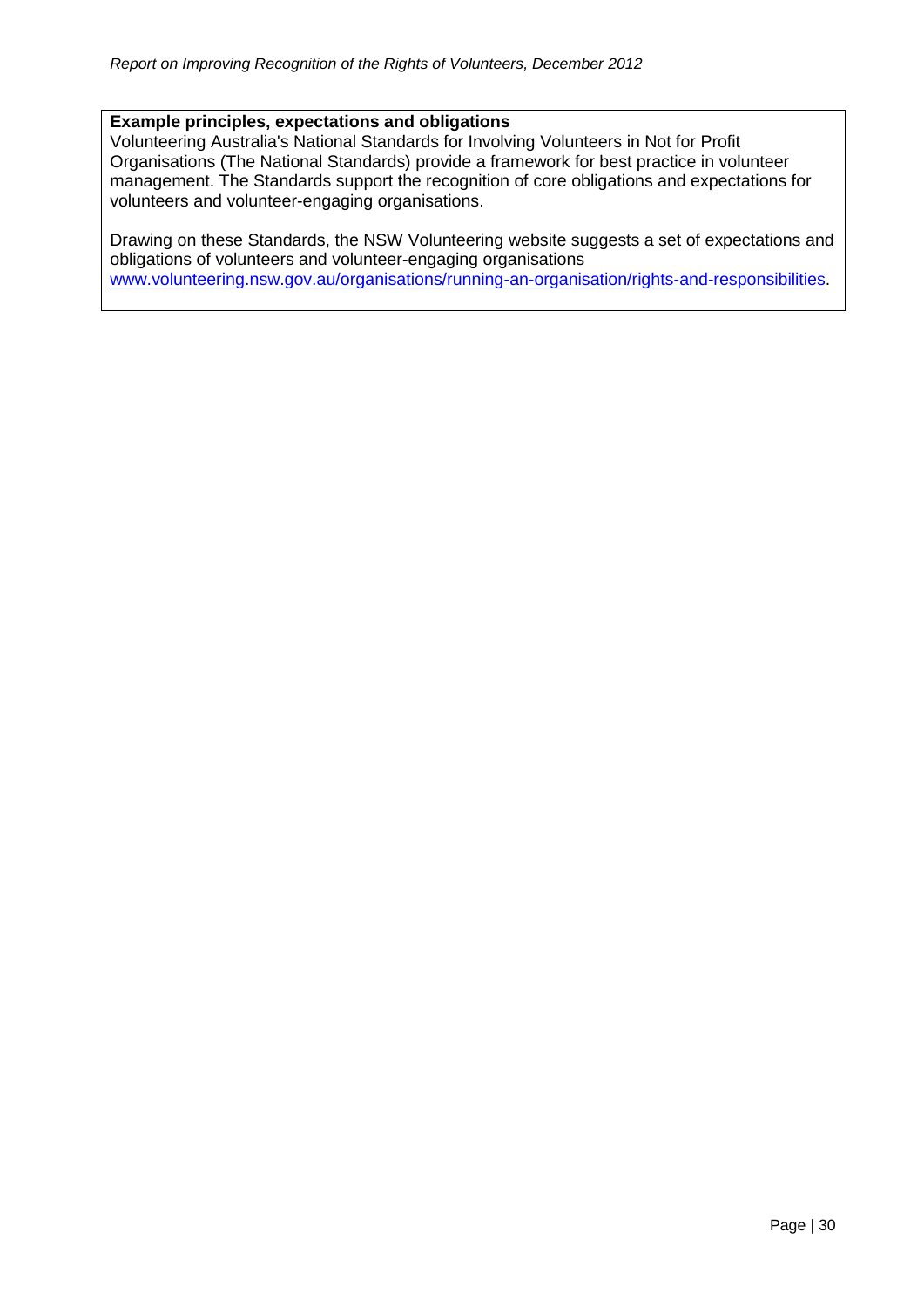**Example principles, expectations and obligations**

Volunteering Australia's National Standards for Involving Volunteers in Not for Profit Organisations (The National Standards) provide a framework for best practice in volunteer management. The Standards support the recognition of core obligations and expectations for volunteers and volunteer-engaging organisations.

Drawing on these Standards, the NSW Volunteering website suggests a set of expectations and obligations of volunteers and volunteer-engaging organisations www.volunteering.nsw.gov.au/organisations/running-an-organisation/rights-and-responsibilities.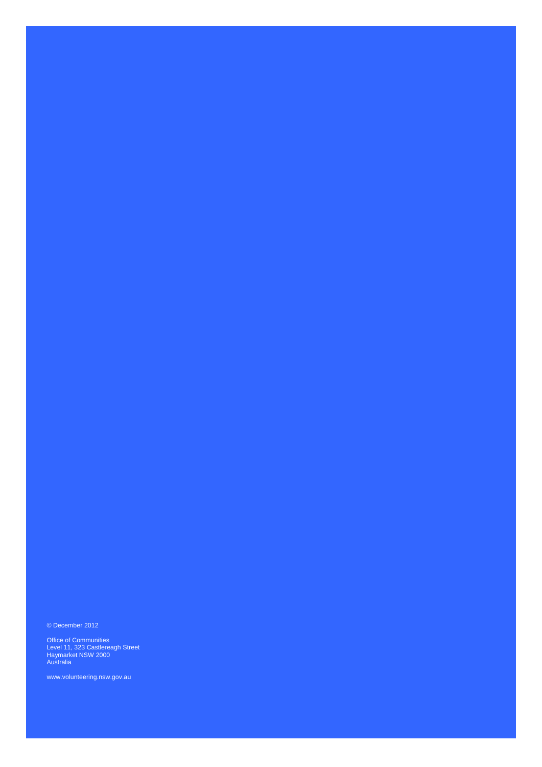© December 2012

Office of Communities
Level 11, 323 Castlereagh Street
Haymarket NSW 2000
Australia

www.volunteering.nsw.gov.au